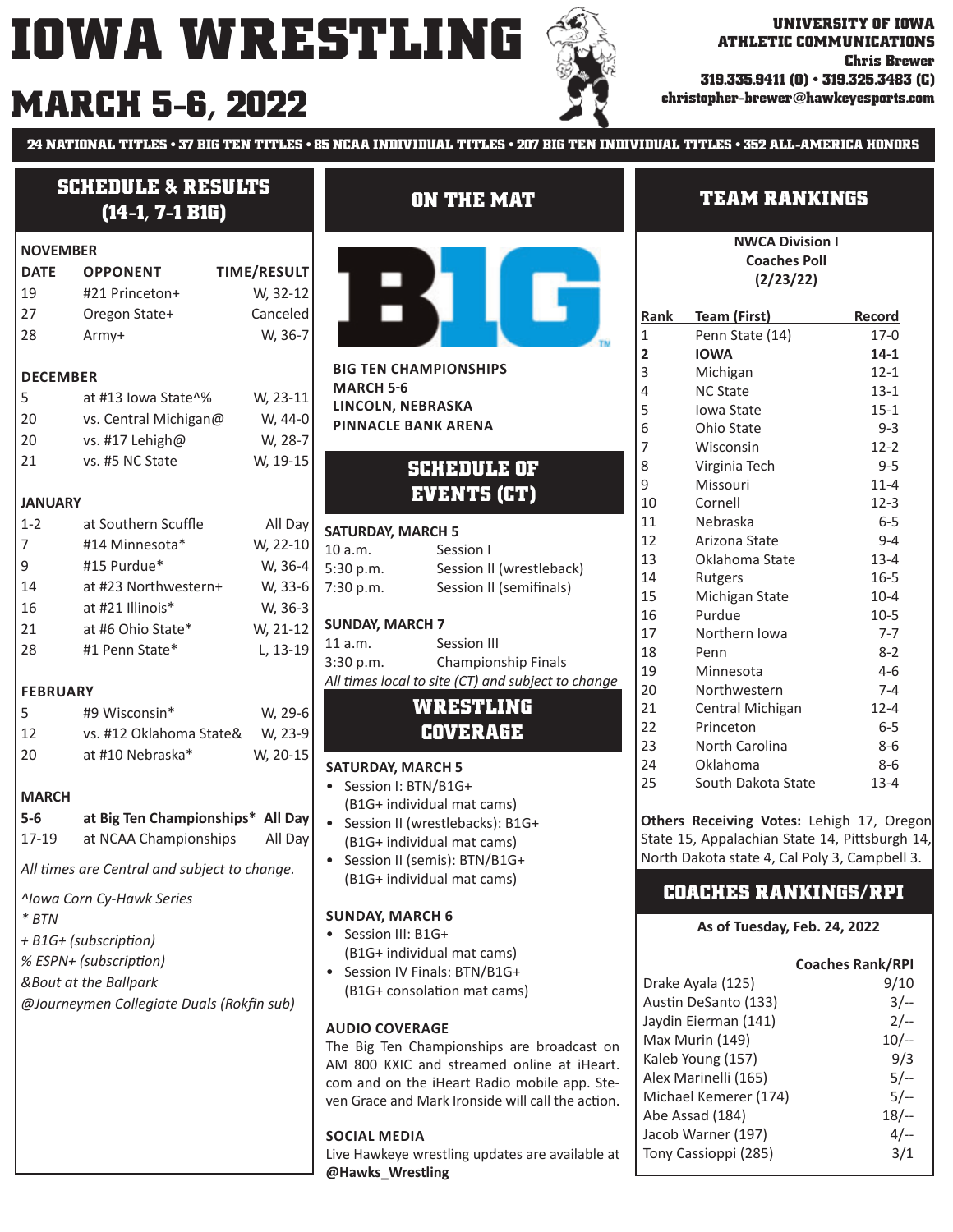# IOWA WRESTLING

# MARCH 5-6, 2022

**UNIVERSITY OF IOWA ATHLETIC COMMUNICATIONS**
**Chris Brewer**
**319.335.9411 (O) • 319.325.3483 (C)**
**christopher-brewer@hawkeyesports.com**

**24 NATIONAL TITLES • 37 BIG TEN TITLES • 85 NCAA INDIVIDUAL TITLES • 207 BIG TEN INDIVIDUAL TITLES • 352 ALL-AMERICA HONORS**

## SCHEDULE & RESULTS (14-1, 7-1 B1G)

| DATE | OPPONENT | TIME/RESULT |
|---|---|---|
| **NOVEMBER** | | |
| 19 | #21 Princeton+ | W, 32-12 |
| 27 | Oregon State+ | Canceled |
| 28 | Army+ | W, 36-7 |
| **DECEMBER** | | |
| 5 | at #13 Iowa State^% | W, 23-11 |
| 20 | vs. Central Michigan@ | W, 44-0 |
| 20 | vs. #17 Lehigh@ | W, 28-7 |
| 21 | vs. #5 NC State | W, 19-15 |
| **JANUARY** | | |
| 1-2 | at Southern Scuffle | All Day |
| 7 | #14 Minnesota* | W, 22-10 |
| 9 | #15 Purdue* | W, 36-4 |
| 14 | at #23 Northwestern+ | W, 33-6 |
| 16 | at #21 Illinois* | W, 36-3 |
| 21 | at #6 Ohio State* | W, 21-12 |
| 28 | #1 Penn State* | L, 13-19 |
| **FEBRUARY** | | |
| 5 | #9 Wisconsin* | W, 29-6 |
| 12 | vs. #12 Oklahoma State& | W, 23-9 |
| 20 | at #10 Nebraska* | W, 20-15 |
| **MARCH** | | |
| **5-6** | **at Big Ten Championships*** | **All Day** |
| 17-19 | at NCAA Championships | All Day |

*All times are Central and subject to change.*

*^Iowa Corn Cy-Hawk Series*
*\* BTN*
*+ B1G+ (subscription)*
*% ESPN+ (subscription)*
*&Bout at the Ballpark*
*@Journeymen Collegiate Duals (Rokfin sub)*

## ON THE MAT

**BIG TEN CHAMPIONSHIPS**
**MARCH 5-6**
**LINCOLN, NEBRASKA**
**PINNACLE BANK ARENA**

## SCHEDULE OF EVENTS (CT)

**SATURDAY, MARCH 5**

| | |
|---|---|
| 10 a.m. | Session I |
| 5:30 p.m. | Session II (wrestleback) |
| 7:30 p.m. | Session II (semifinals) |

**SUNDAY, MARCH 7**

| | |
|---|---|
| 11 a.m. | Session III |
| 3:30 p.m. | Championship Finals |

*All times local to site (CT) and subject to change*

## WRESTLING COVERAGE

**SATURDAY, MARCH 5**
- Session I: BTN/B1G+ (B1G+ individual mat cams)
- Session II (wrestlebacks): B1G+ (B1G+ individual mat cams)
- Session II (semis): BTN/B1G+ (B1G+ individual mat cams)

**SUNDAY, MARCH 6**
- Session III: B1G+ (B1G+ individual mat cams)
- Session IV Finals: BTN/B1G+ (B1G+ consolation mat cams)

**AUDIO COVERAGE**

The Big Ten Championships are broadcast on AM 800 KXIC and streamed online at iHeart.com and on the iHeart Radio mobile app. Steven Grace and Mark Ironside will call the action.

**SOCIAL MEDIA**

Live Hawkeye wrestling updates are available at **@Hawks_Wrestling**

## TEAM RANKINGS

**NWCA Division I Coaches Poll (2/23/22)**

| Rank | Team (First) | Record |
|---|---|---|
| 1 | Penn State (14) | 17-0 |
| **2** | **IOWA** | **14-1** |
| 3 | Michigan | 12-1 |
| 4 | NC State | 13-1 |
| 5 | Iowa State | 15-1 |
| 6 | Ohio State | 9-3 |
| 7 | Wisconsin | 12-2 |
| 8 | Virginia Tech | 9-5 |
| 9 | Missouri | 11-4 |
| 10 | Cornell | 12-3 |
| 11 | Nebraska | 6-5 |
| 12 | Arizona State | 9-4 |
| 13 | Oklahoma State | 13-4 |
| 14 | Rutgers | 16-5 |
| 15 | Michigan State | 10-4 |
| 16 | Purdue | 10-5 |
| 17 | Northern Iowa | 7-7 |
| 18 | Penn | 8-2 |
| 19 | Minnesota | 4-6 |
| 20 | Northwestern | 7-4 |
| 21 | Central Michigan | 12-4 |
| 22 | Princeton | 6-5 |
| 23 | North Carolina | 8-6 |
| 24 | Oklahoma | 8-6 |
| 25 | South Dakota State | 13-4 |

**Others Receiving Votes:** Lehigh 17, Oregon State 15, Appalachian State 14, Pittsburgh 14, North Dakota state 4, Cal Poly 3, Campbell 3.

## COACHES RANKINGS/RPI

**As of Tuesday, Feb. 24, 2022**

| | Coaches Rank/RPI |
|---|---|
| Drake Ayala (125) | 9/10 |
| Austin DeSanto (133) | 3/-- |
| Jaydin Eierman (141) | 2/-- |
| Max Murin (149) | 10/-- |
| Kaleb Young (157) | 9/3 |
| Alex Marinelli (165) | 5/-- |
| Michael Kemerer (174) | 5/-- |
| Abe Assad (184) | 18/-- |
| Jacob Warner (197) | 4/-- |
| Tony Cassioppi (285) | 3/1 |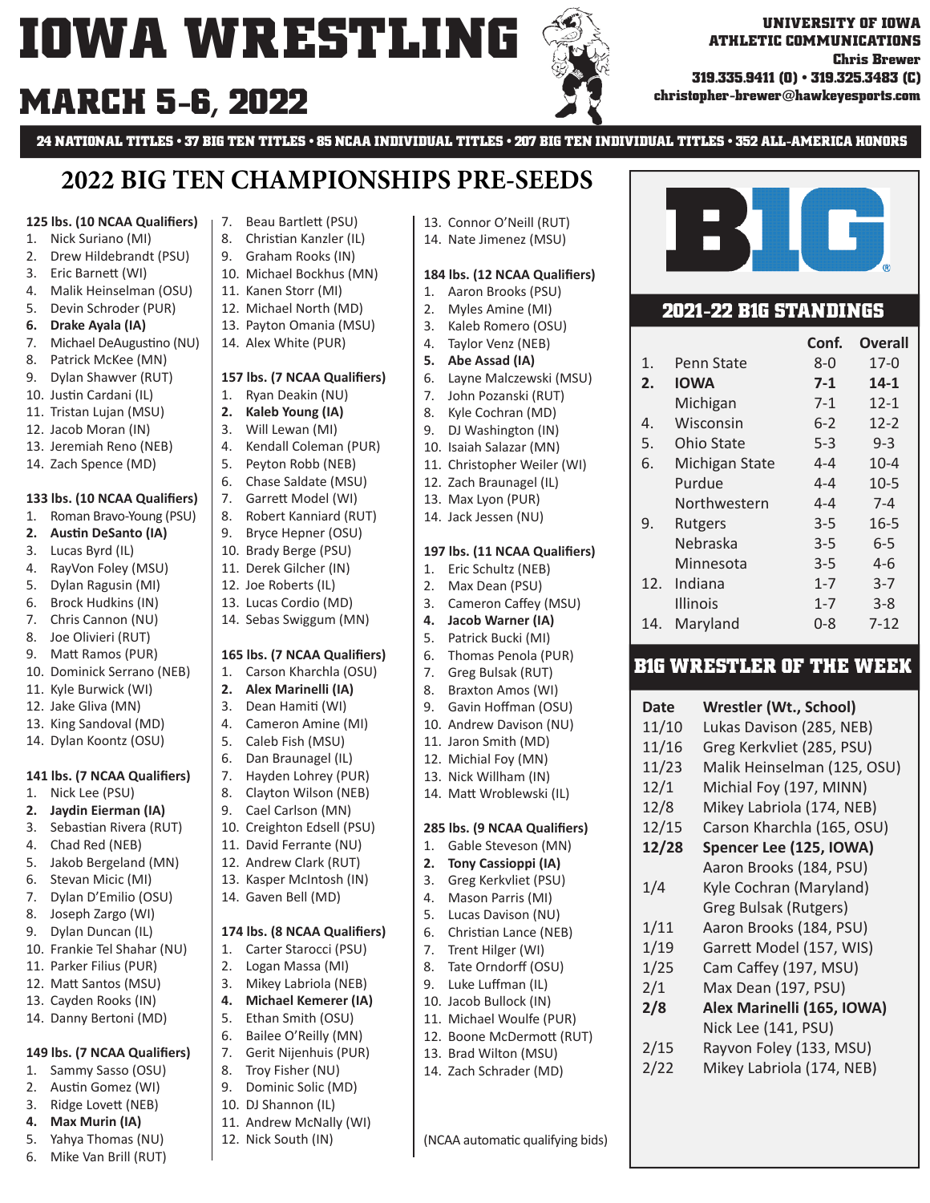# IOWA WRESTLING

## MARCH 5-6, 2022

**UNIVERSITY OF IOWA ATHLETIC COMMUNICATIONS**
**Chris Brewer**
**319.335.9411 (O) • 319.325.3483 (C)**
**christopher-brewer@hawkeyesports.com**

**24 NATIONAL TITLES • 37 BIG TEN TITLES • 85 NCAA INDIVIDUAL TITLES • 207 BIG TEN INDIVIDUAL TITLES • 352 ALL-AMERICA HONORS**

## 2022 BIG TEN CHAMPIONSHIPS PRE-SEEDS

**125 lbs. (10 NCAA Qualifiers)**
1. Nick Suriano (MI)
2. Drew Hildebrandt (PSU)
3. Eric Barnett (WI)
4. Malik Heinselman (OSU)
5. Devin Schroder (PUR)
6. **Drake Ayala (IA)**
7. Michael DeAugustino (NU)
8. Patrick McKee (MN)
9. Dylan Shawver (RUT)
10. Justin Cardani (IL)
11. Tristan Lujan (MSU)
12. Jacob Moran (IN)
13. Jeremiah Reno (NEB)
14. Zach Spence (MD)

**133 lbs. (10 NCAA Qualifiers)**
1. Roman Bravo-Young (PSU)
2. **Austin DeSanto (IA)**
3. Lucas Byrd (IL)
4. RayVon Foley (MSU)
5. Dylan Ragusin (MI)
6. Brock Hudkins (IN)
7. Chris Cannon (NU)
8. Joe Olivieri (RUT)
9. Matt Ramos (PUR)
10. Dominick Serrano (NEB)
11. Kyle Burwick (WI)
12. Jake Gliva (MN)
13. King Sandoval (MD)
14. Dylan Koontz (OSU)

**141 lbs. (7 NCAA Qualifiers)**
1. Nick Lee (PSU)
2. **Jaydin Eierman (IA)**
3. Sebastian Rivera (RUT)
4. Chad Red (NEB)
5. Jakob Bergeland (MN)
6. Stevan Micic (MI)
7. Dylan D'Emilio (OSU)
8. Joseph Zargo (WI)
9. Dylan Duncan (IL)
10. Frankie Tel Shahar (NU)
11. Parker Filius (PUR)
12. Matt Santos (MSU)
13. Cayden Rooks (IN)
14. Danny Bertoni (MD)

**149 lbs. (7 NCAA Qualifiers)**
1. Sammy Sasso (OSU)
2. Austin Gomez (WI)
3. Ridge Lovett (NEB)
4. **Max Murin (IA)**
5. Yahya Thomas (NU)
6. Mike Van Brill (RUT)
7. Beau Bartlett (PSU)
8. Christian Kanzler (IL)
9. Graham Rooks (IN)
10. Michael Bockhus (MN)
11. Kanen Storr (MI)
12. Michael North (MD)
13. Payton Omania (MSU)
14. Alex White (PUR)

**157 lbs. (7 NCAA Qualifiers)**
1. Ryan Deakin (NU)
2. **Kaleb Young (IA)**
3. Will Lewan (MI)
4. Kendall Coleman (PUR)
5. Peyton Robb (NEB)
6. Chase Saldate (MSU)
7. Garrett Model (WI)
8. Robert Kanniard (RUT)
9. Bryce Hepner (OSU)
10. Brady Berge (PSU)
11. Derek Gilcher (IN)
12. Joe Roberts (IL)
13. Lucas Cordio (MD)
14. Sebas Swiggum (MN)

**165 lbs. (7 NCAA Qualifiers)**
1. Carson Kharchla (OSU)
2. **Alex Marinelli (IA)**
3. Dean Hamiti (WI)
4. Cameron Amine (MI)
5. Caleb Fish (MSU)
6. Dan Braunagel (IL)
7. Hayden Lohrey (PUR)
8. Clayton Wilson (NEB)
9. Cael Carlson (MN)
10. Creighton Edsell (PSU)
11. David Ferrante (NU)
12. Andrew Clark (RUT)
13. Kasper McIntosh (IN)
14. Gaven Bell (MD)

**174 lbs. (8 NCAA Qualifiers)**
1. Carter Starocci (PSU)
2. Logan Massa (MI)
3. Mikey Labriola (NEB)
4. **Michael Kemerer (IA)**
5. Ethan Smith (OSU)
6. Bailee O'Reilly (MN)
7. Gerit Nijenhuis (PUR)
8. Troy Fisher (NU)
9. Dominic Solic (MD)
10. DJ Shannon (IL)
11. Andrew McNally (WI)
12. Nick South (IN)
13. Connor O'Neill (RUT)
14. Nate Jimenez (MSU)

**184 lbs. (12 NCAA Qualifiers)**
1. Aaron Brooks (PSU)
2. Myles Amine (MI)
3. Kaleb Romero (OSU)
4. Taylor Venz (NEB)
5. **Abe Assad (IA)**
6. Layne Malczewski (MSU)
7. John Pozanski (RUT)
8. Kyle Cochran (MD)
9. DJ Washington (IN)
10. Isaiah Salazar (MN)
11. Christopher Weiler (WI)
12. Zach Braunagel (IL)
13. Max Lyon (PUR)
14. Jack Jessen (NU)

**197 lbs. (11 NCAA Qualifiers)**
1. Eric Schultz (NEB)
2. Max Dean (PSU)
3. Cameron Caffey (MSU)
4. **Jacob Warner (IA)**
5. Patrick Bucki (MI)
6. Thomas Penola (PUR)
7. Greg Bulsak (RUT)
8. Braxton Amos (WI)
9. Gavin Hoffman (OSU)
10. Andrew Davison (NU)
11. Jaron Smith (MD)
12. Michial Foy (MN)
13. Nick Willham (IN)
14. Matt Wroblewski (IL)

**285 lbs. (9 NCAA Qualifiers)**
1. Gable Steveson (MN)
2. **Tony Cassioppi (IA)**
3. Greg Kerkvliet (PSU)
4. Mason Parris (MI)
5. Lucas Davison (NU)
6. Christian Lance (NEB)
7. Trent Hilger (WI)
8. Tate Orndorff (OSU)
9. Luke Luffman (IL)
10. Jacob Bullock (IN)
11. Michael Woulfe (PUR)
12. Boone McDermott (RUT)
13. Brad Wilton (MSU)
14. Zach Schrader (MD)

(NCAA automatic qualifying bids)

## 2021-22 B1G STANDINGS

| | | Conf. | Overall |
|---|---|---|---|
| 1. | Penn State | 8-0 | 17-0 |
| **2.** | **IOWA** | **7-1** | **14-1** |
| | Michigan | 7-1 | 12-1 |
| 4. | Wisconsin | 6-2 | 12-2 |
| 5. | Ohio State | 5-3 | 9-3 |
| 6. | Michigan State | 4-4 | 10-4 |
| | Purdue | 4-4 | 10-5 |
| | Northwestern | 4-4 | 7-4 |
| 9. | Rutgers | 3-5 | 16-5 |
| | Nebraska | 3-5 | 6-5 |
| | Minnesota | 3-5 | 4-6 |
| 12. | Indiana | 1-7 | 3-7 |
| | Illinois | 1-7 | 3-8 |
| 14. | Maryland | 0-8 | 7-12 |

## B1G WRESTLER OF THE WEEK

| Date | Wrestler (Wt., School) |
|---|---|
| 11/10 | Lukas Davison (285, NEB) |
| 11/16 | Greg Kerkvliet (285, PSU) |
| 11/23 | Malik Heinselman (125, OSU) |
| 12/1 | Michial Foy (197, MINN) |
| 12/8 | Mikey Labriola (174, NEB) |
| 12/15 | Carson Kharchla (165, OSU) |
| **12/28** | **Spencer Lee (125, IOWA)** |
| | Aaron Brooks (184, PSU) |
| 1/4 | Kyle Cochran (Maryland) |
| | Greg Bulsak (Rutgers) |
| 1/11 | Aaron Brooks (184, PSU) |
| 1/19 | Garrett Model (157, WIS) |
| 1/25 | Cam Caffey (197, MSU) |
| 2/1 | Max Dean (197, PSU) |
| **2/8** | **Alex Marinelli (165, IOWA)** |
| | Nick Lee (141, PSU) |
| 2/15 | Rayvon Foley (133, MSU) |
| 2/22 | Mikey Labriola (174, NEB) |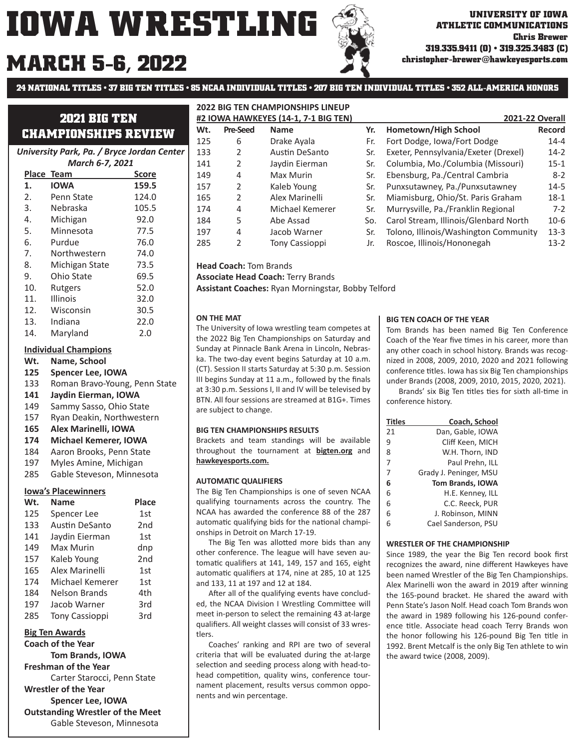# IOWA WRESTLING

# MARCH 5-6, 2022

**UNIVERSITY OF IOWA ATHLETIC COMMUNICATIONS**
**Chris Brewer**
**319.335.9411 (O) • 319.325.3483 (C)**
**christopher-brewer@hawkeyesports.com**

**24 NATIONAL TITLES • 37 BIG TEN TITLES • 85 NCAA INDIVIDUAL TITLES • 207 BIG TEN INDIVIDUAL TITLES • 352 ALL-AMERICA HONORS**

## 2021 BIG TEN CHAMPIONSHIPS REVIEW

*University Park, Pa. / Bryce Jordan Center*
*March 6-7, 2021*

| Place | Team | Score |
|---|---|---|
| **1.** | **IOWA** | **159.5** |
| 2. | Penn State | 124.0 |
| 3. | Nebraska | 105.5 |
| 4. | Michigan | 92.0 |
| 5. | Minnesota | 77.5 |
| 6. | Purdue | 76.0 |
| 7. | Northwestern | 74.0 |
| 8. | Michigan State | 73.5 |
| 9. | Ohio State | 69.5 |
| 10. | Rutgers | 52.0 |
| 11. | Illinois | 32.0 |
| 12. | Wisconsin | 30.5 |
| 13. | Indiana | 22.0 |
| 14. | Maryland | 2.0 |

**Individual Champions**

| Wt. | Name, School |
|---|---|
| **125** | **Spencer Lee, IOWA** |
| 133 | Roman Bravo-Young, Penn State |
| **141** | **Jaydin Eierman, IOWA** |
| 149 | Sammy Sasso, Ohio State |
| 157 | Ryan Deakin, Northwestern |
| **165** | **Alex Marinelli, IOWA** |
| **174** | **Michael Kemerer, IOWA** |
| 184 | Aaron Brooks, Penn State |
| 197 | Myles Amine, Michigan |
| 285 | Gable Steveson, Minnesota |

**Iowa's Placewinners**

| Wt. | Name | Place |
|---|---|---|
| 125 | Spencer Lee | 1st |
| 133 | Austin DeSanto | 2nd |
| 141 | Jaydin Eierman | 1st |
| 149 | Max Murin | dnp |
| 157 | Kaleb Young | 2nd |
| 165 | Alex Marinelli | 1st |
| 174 | Michael Kemerer | 1st |
| 184 | Nelson Brands | 4th |
| 197 | Jacob Warner | 3rd |
| 285 | Tony Cassioppi | 3rd |

**Big Ten Awards**

**Coach of the Year**
**Tom Brands, IOWA**

**Freshman of the Year**
Carter Starocci, Penn State

**Wrestler of the Year**
**Spencer Lee, IOWA**

**Outstanding Wrestler of the Meet**
Gable Steveson, Minnesota

**2022 BIG TEN CHAMPIONSHIPS LINEUP**
**#2 IOWA HAWKEYES (14-1, 7-1 BIG TEN)**

| Wt. | Pre-Seed | Name | Yr. | Hometown/High School | 2021-22 Overall Record |
|---|---|---|---|---|---|
| 125 | 6 | Drake Ayala | Fr. | Fort Dodge, Iowa/Fort Dodge | 14-4 |
| 133 | 2 | Austin DeSanto | Sr. | Exeter, Pennsylvania/Exeter (Drexel) | 14-2 |
| 141 | 2 | Jaydin Eierman | Sr. | Columbia, Mo./Columbia (Missouri) | 15-1 |
| 149 | 4 | Max Murin | Sr. | Ebensburg, Pa./Central Cambria | 8-2 |
| 157 | 2 | Kaleb Young | Sr. | Punxsutawney, Pa./Punxsutawney | 14-5 |
| 165 | 2 | Alex Marinelli | Sr. | Miamisburg, Ohio/St. Paris Graham | 18-1 |
| 174 | 4 | Michael Kemerer | Sr. | Murrysville, Pa./Franklin Regional | 7-2 |
| 184 | 5 | Abe Assad | So. | Carol Stream, Illinois/Glenbard North | 10-6 |
| 197 | 4 | Jacob Warner | Sr. | Tolono, Illinois/Washington Community | 13-3 |
| 285 | 2 | Tony Cassioppi | Jr. | Roscoe, Illinois/Hononegah | 13-2 |

**Head Coach:** Tom Brands
**Associate Head Coach:** Terry Brands
**Assistant Coaches:** Ryan Morningstar, Bobby Telford

**ON THE MAT**

The University of Iowa wrestling team competes at the 2022 Big Ten Championships on Saturday and Sunday at Pinnacle Bank Arena in Lincoln, Nebraska. The two-day event begins Saturday at 10 a.m. (CT). Session II starts Saturday at 5:30 p.m. Session III begins Sunday at 11 a.m., followed by the finals at 3:30 p.m. Sessions I, II and IV will be televised by BTN. All four sessions are streamed at B1G+. Times are subject to change.

**BIG TEN CHAMPIONSHIPS RESULTS**

Brackets and team standings will be available throughout the tournament at **bigten.org** and **hawkeyesports.com.**

**AUTOMATIC QUALIFIERS**

The Big Ten Championships is one of seven NCAA qualifying tournaments across the country. The NCAA has awarded the conference 88 of the 287 automatic qualifying bids for the national championships in Detroit on March 17-19.

The Big Ten was allotted more bids than any other conference. The league will have seven automatic qualifiers at 141, 149, 157 and 165, eight automatic qualifiers at 174, nine at 285, 10 at 125 and 133, 11 at 197 and 12 at 184.

After all of the qualifying events have concluded, the NCAA Division I Wrestling Committee will meet in-person to select the remaining 43 at-large qualifiers. All weight classes will consist of 33 wrestlers.

Coaches' ranking and RPI are two of several criteria that will be evaluated during the at-large selection and seeding process along with head-to-head competition, quality wins, conference tournament placement, results versus common opponents and win percentage.

**BIG TEN COACH OF THE YEAR**

Tom Brands has been named Big Ten Conference Coach of the Year five times in his career, more than any other coach in school history. Brands was recognized in 2008, 2009, 2010, 2020 and 2021 following conference titles. Iowa has six Big Ten championships under Brands (2008, 2009, 2010, 2015, 2020, 2021).

Brands' six Big Ten titles ties for sixth all-time in conference history.

| Titles | Coach, School |
|---|---|
| 21 | Dan, Gable, IOWA |
| 9 | Cliff Keen, MICH |
| 8 | W.H. Thorn, IND |
| 7 | Paul Prehn, ILL |
| 7 | Grady J. Peninger, MSU |
| **6** | **Tom Brands, IOWA** |
| 6 | H.E. Kenney, ILL |
| 6 | C.C. Reeck, PUR |
| 6 | J. Robinson, MINN |
| 6 | Cael Sanderson, PSU |

**WRESTLER OF THE CHAMPIONSHIP**

Since 1989, the year the Big Ten record book first recognizes the award, nine different Hawkeyes have been named Wrestler of the Big Ten Championships. Alex Marinelli won the award in 2019 after winning the 165-pound bracket. He shared the award with Penn State's Jason Nolf. Head coach Tom Brands won the award in 1989 following his 126-pound conference title. Associate head coach Terry Brands won the honor following his 126-pound Big Ten title in 1992. Brent Metcalf is the only Big Ten athlete to win the award twice (2008, 2009).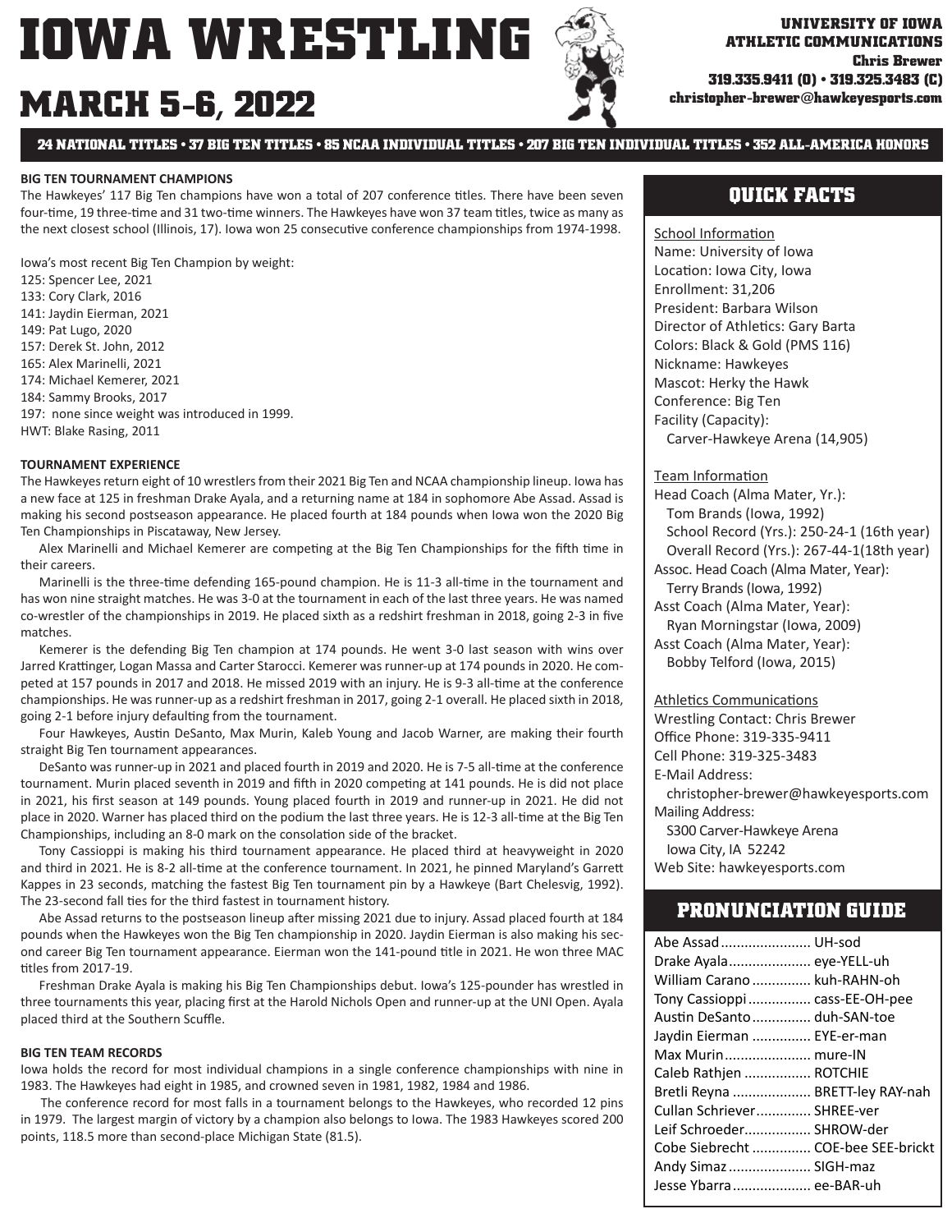# IOWA WRESTLING

# MARCH 5-6, 2022

**UNIVERSITY OF IOWA ATHLETIC COMMUNICATIONS**
**Chris Brewer**
**319.335.9411 (O) • 319.325.3483 (C)**
**christopher-brewer@hawkeyesports.com**

**24 NATIONAL TITLES • 37 BIG TEN TITLES • 85 NCAA INDIVIDUAL TITLES • 207 BIG TEN INDIVIDUAL TITLES • 352 ALL-AMERICA HONORS**

### BIG TEN TOURNAMENT CHAMPIONS

The Hawkeyes' 117 Big Ten champions have won a total of 207 conference titles. There have been seven four-time, 19 three-time and 31 two-time winners. The Hawkeyes have won 37 team titles, twice as many as the next closest school (Illinois, 17). Iowa won 25 consecutive conference championships from 1974-1998.

Iowa's most recent Big Ten Champion by weight:
125: Spencer Lee, 2021
133: Cory Clark, 2016
141: Jaydin Eierman, 2021
149: Pat Lugo, 2020
157: Derek St. John, 2012
165: Alex Marinelli, 2021
174: Michael Kemerer, 2021
184: Sammy Brooks, 2017
197: none since weight was introduced in 1999.
HWT: Blake Rasing, 2011

### TOURNAMENT EXPERIENCE

The Hawkeyes return eight of 10 wrestlers from their 2021 Big Ten and NCAA championship lineup. Iowa has a new face at 125 in freshman Drake Ayala, and a returning name at 184 in sophomore Abe Assad. Assad is making his second postseason appearance. He placed fourth at 184 pounds when Iowa won the 2020 Big Ten Championships in Piscataway, New Jersey.

Alex Marinelli and Michael Kemerer are competing at the Big Ten Championships for the fifth time in their careers.

Marinelli is the three-time defending 165-pound champion. He is 11-3 all-time in the tournament and has won nine straight matches. He was 3-0 at the tournament in each of the last three years. He was named co-wrestler of the championships in 2019. He placed sixth as a redshirt freshman in 2018, going 2-3 in five matches.

Kemerer is the defending Big Ten champion at 174 pounds. He went 3-0 last season with wins over Jarred Krattinger, Logan Massa and Carter Starocci. Kemerer was runner-up at 174 pounds in 2020. He competed at 157 pounds in 2017 and 2018. He missed 2019 with an injury. He is 9-3 all-time at the conference championships. He was runner-up as a redshirt freshman in 2017, going 2-1 overall. He placed sixth in 2018, going 2-1 before injury defaulting from the tournament.

Four Hawkeyes, Austin DeSanto, Max Murin, Kaleb Young and Jacob Warner, are making their fourth straight Big Ten tournament appearances.

DeSanto was runner-up in 2021 and placed fourth in 2019 and 2020. He is 7-5 all-time at the conference tournament. Murin placed seventh in 2019 and fifth in 2020 competing at 141 pounds. He is did not place in 2021, his first season at 149 pounds. Young placed fourth in 2019 and runner-up in 2021. He did not place in 2020. Warner has placed third on the podium the last three years. He is 12-3 all-time at the Big Ten Championships, including an 8-0 mark on the consolation side of the bracket.

Tony Cassioppi is making his third tournament appearance. He placed third at heavyweight in 2020 and third in 2021. He is 8-2 all-time at the conference tournament. In 2021, he pinned Maryland's Garrett Kappes in 23 seconds, matching the fastest Big Ten tournament pin by a Hawkeye (Bart Chelesvig, 1992). The 23-second fall ties for the third fastest in tournament history.

Abe Assad returns to the postseason lineup after missing 2021 due to injury. Assad placed fourth at 184 pounds when the Hawkeyes won the Big Ten championship in 2020. Jaydin Eierman is also making his second career Big Ten tournament appearance. Eierman won the 141-pound title in 2021. He won three MAC titles from 2017-19.

Freshman Drake Ayala is making his Big Ten Championships debut. Iowa's 125-pounder has wrestled in three tournaments this year, placing first at the Harold Nichols Open and runner-up at the UNI Open. Ayala placed third at the Southern Scuffle.

### BIG TEN TEAM RECORDS

Iowa holds the record for most individual champions in a single conference championships with nine in 1983. The Hawkeyes had eight in 1985, and crowned seven in 1981, 1982, 1984 and 1986.

The conference record for most falls in a tournament belongs to the Hawkeyes, who recorded 12 pins in 1979. The largest margin of victory by a champion also belongs to Iowa. The 1983 Hawkeyes scored 200 points, 118.5 more than second-place Michigan State (81.5).

## QUICK FACTS

School Information
Name: University of Iowa
Location: Iowa City, Iowa
Enrollment: 31,206
President: Barbara Wilson
Director of Athletics: Gary Barta
Colors: Black & Gold (PMS 116)
Nickname: Hawkeyes
Mascot: Herky the Hawk
Conference: Big Ten
Facility (Capacity):
Carver-Hawkeye Arena (14,905)

Team Information
Head Coach (Alma Mater, Yr.):
Tom Brands (Iowa, 1992)
School Record (Yrs.): 250-24-1 (16th year)
Overall Record (Yrs.): 267-44-1(18th year)
Assoc. Head Coach (Alma Mater, Year):
Terry Brands (Iowa, 1992)
Asst Coach (Alma Mater, Year):
Ryan Morningstar (Iowa, 2009)
Asst Coach (Alma Mater, Year):
Bobby Telford (Iowa, 2015)

Athletics Communications
Wrestling Contact: Chris Brewer
Office Phone: 319-335-9411
Cell Phone: 319-325-3483
E-Mail Address:
christopher-brewer@hawkeyesports.com
Mailing Address:
S300 Carver-Hawkeye Arena
Iowa City, IA 52242
Web Site: hawkeyesports.com

## PRONUNCIATION GUIDE

| Name | Pronunciation |
|---|---|
| Abe Assad | UH-sod |
| Drake Ayala | eye-YELL-uh |
| William Carano | kuh-RAHN-oh |
| Tony Cassioppi | cass-EE-OH-pee |
| Austin DeSanto | duh-SAN-toe |
| Jaydin Eierman | EYE-er-man |
| Max Murin | mure-IN |
| Caleb Rathjen | ROTCHIE |
| Bretli Reyna | BRETT-ley RAY-nah |
| Cullan Schriever | SHREE-ver |
| Leif Schroeder | SHROW-der |
| Cobe Siebrecht | COE-bee SEE-brickt |
| Andy Simaz | SIGH-maz |
| Jesse Ybarra | ee-BAR-uh |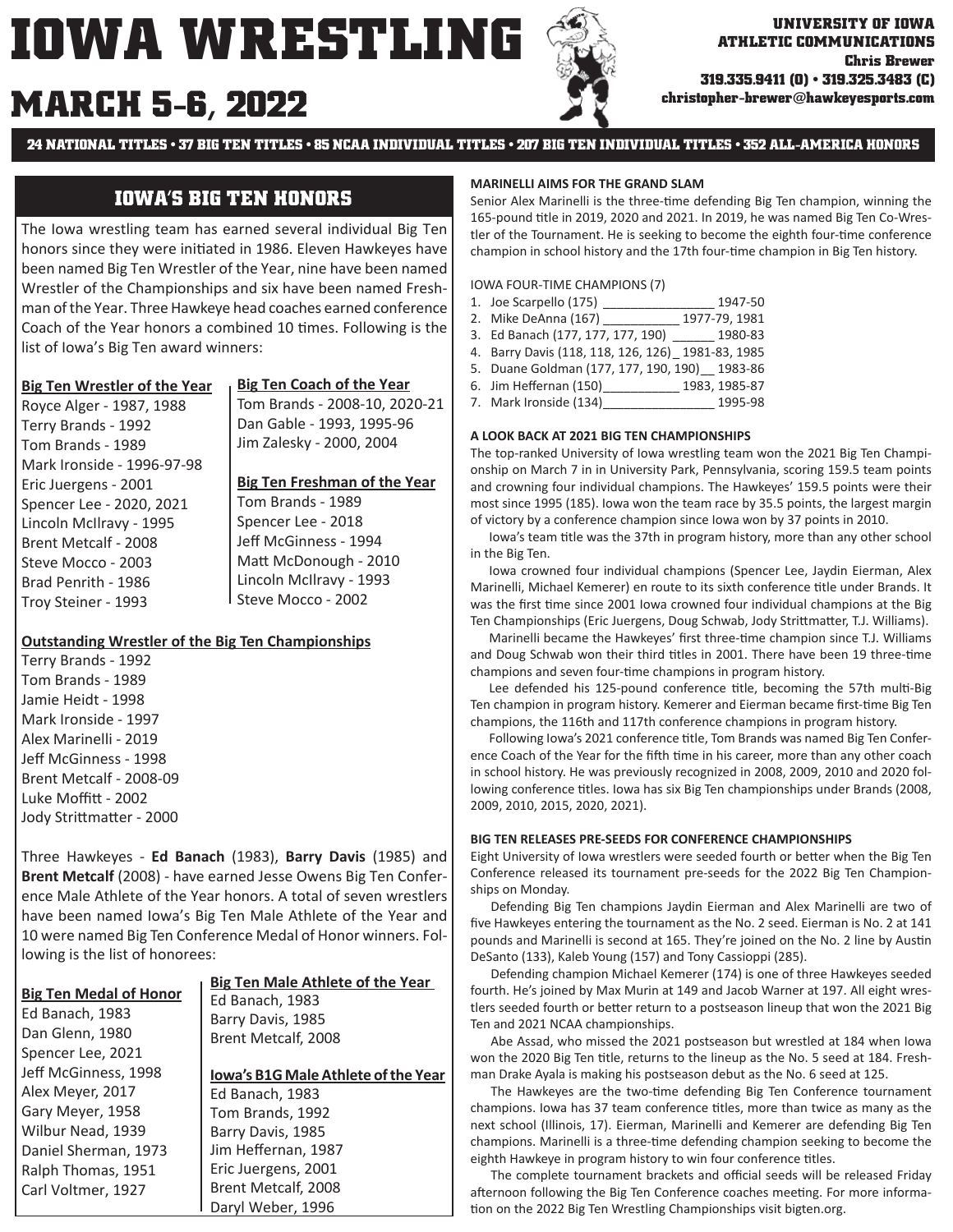# IOWA WRESTLING

# MARCH 5-6, 2022

**UNIVERSITY OF IOWA ATHLETIC COMMUNICATIONS**
**Chris Brewer**
**319.335.9411 (O) • 319.325.3483 (C)**
**christopher-brewer@hawkeyesports.com**

**24 NATIONAL TITLES • 37 BIG TEN TITLES • 85 NCAA INDIVIDUAL TITLES • 207 BIG TEN INDIVIDUAL TITLES • 352 ALL-AMERICA HONORS**

## IOWA'S BIG TEN HONORS

The Iowa wrestling team has earned several individual Big Ten honors since they were initiated in 1986. Eleven Hawkeyes have been named Big Ten Wrestler of the Year, nine have been named Wrestler of the Championships and six have been named Freshman of the Year. Three Hawkeye head coaches earned conference Coach of the Year honors a combined 10 times. Following is the list of Iowa's Big Ten award winners:

**Big Ten Wrestler of the Year**
Royce Alger - 1987, 1988
Terry Brands - 1992
Tom Brands - 1989
Mark Ironside - 1996-97-98
Eric Juergens - 2001
Spencer Lee - 2020, 2021
Lincoln McIlravy - 1995
Brent Metcalf - 2008
Steve Mocco - 2003
Brad Penrith - 1986
Troy Steiner - 1993

**Big Ten Coach of the Year**
Tom Brands - 2008-10, 2020-21
Dan Gable - 1993, 1995-96
Jim Zalesky - 2000, 2004

**Big Ten Freshman of the Year**
Tom Brands - 1989
Spencer Lee - 2018
Jeff McGinness - 1994
Matt McDonough - 2010
Lincoln McIlravy - 1993
Steve Mocco - 2002

**Outstanding Wrestler of the Big Ten Championships**
Terry Brands - 1992
Tom Brands - 1989
Jamie Heidt - 1998
Mark Ironside - 1997
Alex Marinelli - 2019
Jeff McGinness - 1998
Brent Metcalf - 2008-09
Luke Moffitt - 2002
Jody Strittmatter - 2000

Three Hawkeyes - **Ed Banach** (1983), **Barry Davis** (1985) and **Brent Metcalf** (2008) - have earned Jesse Owens Big Ten Conference Male Athlete of the Year honors. A total of seven wrestlers have been named Iowa's Big Ten Male Athlete of the Year and 10 were named Big Ten Conference Medal of Honor winners. Following is the list of honorees:

**Big Ten Medal of Honor**
Ed Banach, 1983
Dan Glenn, 1980
Spencer Lee, 2021
Jeff McGinness, 1998
Alex Meyer, 2017
Gary Meyer, 1958
Wilbur Nead, 1939
Daniel Sherman, 1973
Ralph Thomas, 1951
Carl Voltmer, 1927

**Big Ten Male Athlete of the Year**
Ed Banach, 1983
Barry Davis, 1985
Brent Metcalf, 2008

**Iowa's B1G Male Athlete of the Year**
Ed Banach, 1983
Tom Brands, 1992
Barry Davis, 1985
Jim Heffernan, 1987
Eric Juergens, 2001
Brent Metcalf, 2008
Daryl Weber, 1996

**MARINELLI AIMS FOR THE GRAND SLAM**

Senior Alex Marinelli is the three-time defending Big Ten champion, winning the 165-pound title in 2019, 2020 and 2021. In 2019, he was named Big Ten Co-Wrestler of the Tournament. He is seeking to become the eighth four-time conference champion in school history and the 17th four-time champion in Big Ten history.

IOWA FOUR-TIME CHAMPIONS (7)

1. Joe Scarpello (175) ________________ 1947-50
2. Mike DeAnna (167) ___________ 1977-79, 1981
3. Ed Banach (177, 177, 177, 190) ______ 1980-83
4. Barry Davis (118, 118, 126, 126)_ 1981-83, 1985
5. Duane Goldman (177, 177, 190, 190)__ 1983-86
6. Jim Heffernan (150)___________ 1983, 1985-87
7. Mark Ironside (134)________________ 1995-98

**A LOOK BACK AT 2021 BIG TEN CHAMPIONSHIPS**

The top-ranked University of Iowa wrestling team won the 2021 Big Ten Championship on March 7 in in University Park, Pennsylvania, scoring 159.5 team points and crowning four individual champions. The Hawkeyes' 159.5 points were their most since 1995 (185). Iowa won the team race by 35.5 points, the largest margin of victory by a conference champion since Iowa won by 37 points in 2010.

Iowa's team title was the 37th in program history, more than any other school in the Big Ten.

Iowa crowned four individual champions (Spencer Lee, Jaydin Eierman, Alex Marinelli, Michael Kemerer) en route to its sixth conference title under Brands. It was the first time since 2001 Iowa crowned four individual champions at the Big Ten Championships (Eric Juergens, Doug Schwab, Jody Strittmatter, T.J. Williams).

Marinelli became the Hawkeyes' first three-time champion since T.J. Williams and Doug Schwab won their third titles in 2001. There have been 19 three-time champions and seven four-time champions in program history.

Lee defended his 125-pound conference title, becoming the 57th multi-Big Ten champion in program history. Kemerer and Eierman became first-time Big Ten champions, the 116th and 117th conference champions in program history.

Following Iowa's 2021 conference title, Tom Brands was named Big Ten Conference Coach of the Year for the fifth time in his career, more than any other coach in school history. He was previously recognized in 2008, 2009, 2010 and 2020 following conference titles. Iowa has six Big Ten championships under Brands (2008, 2009, 2010, 2015, 2020, 2021).

**BIG TEN RELEASES PRE-SEEDS FOR CONFERENCE CHAMPIONSHIPS**

Eight University of Iowa wrestlers were seeded fourth or better when the Big Ten Conference released its tournament pre-seeds for the 2022 Big Ten Championships on Monday.

Defending Big Ten champions Jaydin Eierman and Alex Marinelli are two of five Hawkeyes entering the tournament as the No. 2 seed. Eierman is No. 2 at 141 pounds and Marinelli is second at 165. They're joined on the No. 2 line by Austin DeSanto (133), Kaleb Young (157) and Tony Cassioppi (285).

Defending champion Michael Kemerer (174) is one of three Hawkeyes seeded fourth. He's joined by Max Murin at 149 and Jacob Warner at 197. All eight wrestlers seeded fourth or better return to a postseason lineup that won the 2021 Big Ten and 2021 NCAA championships.

Abe Assad, who missed the 2021 postseason but wrestled at 184 when Iowa won the 2020 Big Ten title, returns to the lineup as the No. 5 seed at 184. Freshman Drake Ayala is making his postseason debut as the No. 6 seed at 125.

The Hawkeyes are the two-time defending Big Ten Conference tournament champions. Iowa has 37 team conference titles, more than twice as many as the next school (Illinois, 17). Eierman, Marinelli and Kemerer are defending Big Ten champions. Marinelli is a three-time defending champion seeking to become the eighth Hawkeye in program history to win four conference titles.

The complete tournament brackets and official seeds will be released Friday afternoon following the Big Ten Conference coaches meeting. For more information on the 2022 Big Ten Wrestling Championships visit bigten.org.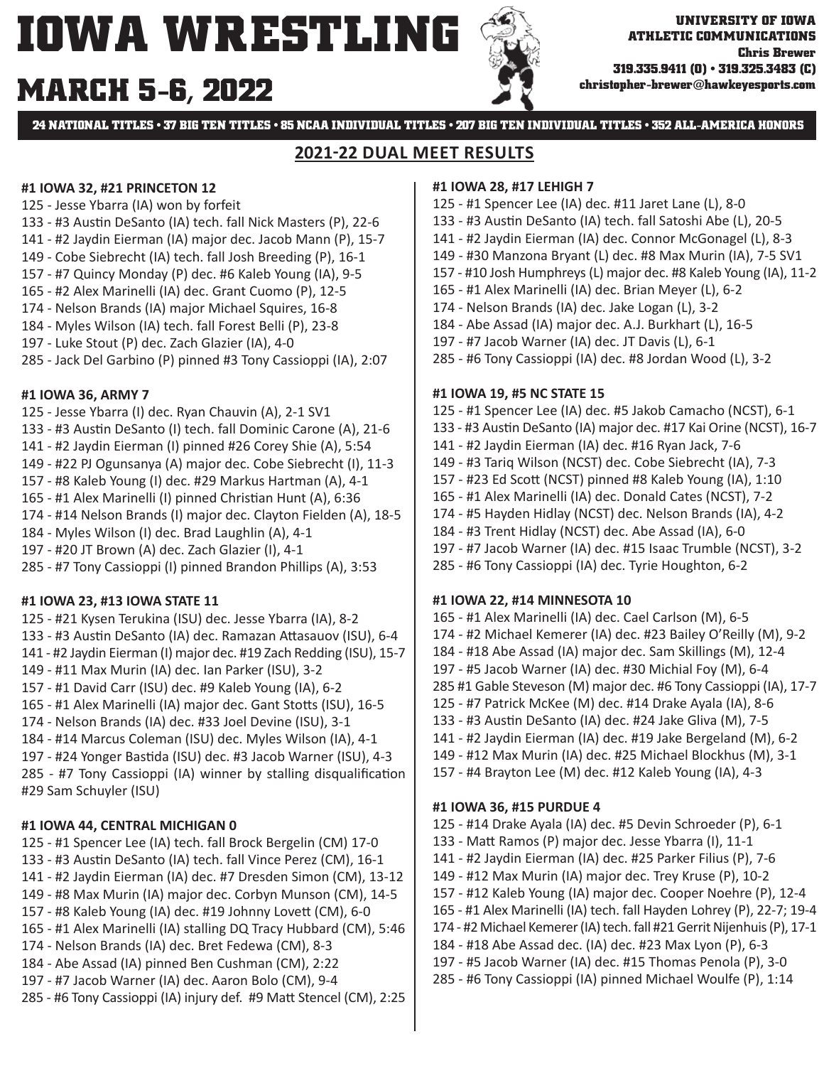# IOWA WRESTLING

## MARCH 5-6, 2022

**UNIVERSITY OF IOWA ATHLETIC COMMUNICATIONS**
**Chris Brewer**
**319.335.9411 (O) • 319.325.3483 (C)**
**christopher-brewer@hawkeyesports.com**

**24 NATIONAL TITLES • 37 BIG TEN TITLES • 85 NCAA INDIVIDUAL TITLES • 207 BIG TEN INDIVIDUAL TITLES • 352 ALL-AMERICA HONORS**

## 2021-22 DUAL MEET RESULTS

**#1 IOWA 32, #21 PRINCETON 12**
125 - Jesse Ybarra (IA) won by forfeit
133 - #3 Austin DeSanto (IA) tech. fall Nick Masters (P), 22-6
141 - #2 Jaydin Eierman (IA) major dec. Jacob Mann (P), 15-7
149 - Cobe Siebrecht (IA) tech. fall Josh Breeding (P), 16-1
157 - #7 Quincy Monday (P) dec. #6 Kaleb Young (IA), 9-5
165 - #2 Alex Marinelli (IA) dec. Grant Cuomo (P), 12-5
174 - Nelson Brands (IA) major Michael Squires, 16-8
184 - Myles Wilson (IA) tech. fall Forest Belli (P), 23-8
197 - Luke Stout (P) dec. Zach Glazier (IA), 4-0
285 - Jack Del Garbino (P) pinned #3 Tony Cassioppi (IA), 2:07

**#1 IOWA 36, ARMY 7**
125 - Jesse Ybarra (I) dec. Ryan Chauvin (A), 2-1 SV1
133 - #3 Austin DeSanto (I) tech. fall Dominic Carone (A), 21-6
141 - #2 Jaydin Eierman (I) pinned #26 Corey Shie (A), 5:54
149 - #22 PJ Ogunsanya (A) major dec. Cobe Siebrecht (I), 11-3
157 - #8 Kaleb Young (I) dec. #29 Markus Hartman (A), 4-1
165 - #1 Alex Marinelli (I) pinned Christian Hunt (A), 6:36
174 - #14 Nelson Brands (I) major dec. Clayton Fielden (A), 18-5
184 - Myles Wilson (I) dec. Brad Laughlin (A), 4-1
197 - #20 JT Brown (A) dec. Zach Glazier (I), 4-1
285 - #7 Tony Cassioppi (I) pinned Brandon Phillips (A), 3:53

**#1 IOWA 23, #13 IOWA STATE 11**
125 - #21 Kysen Terukina (ISU) dec. Jesse Ybarra (IA), 8-2
133 - #3 Austin DeSanto (IA) dec. Ramazan Attasauov (ISU), 6-4
141 - #2 Jaydin Eierman (I) major dec. #19 Zach Redding (ISU), 15-7
149 - #11 Max Murin (IA) dec. Ian Parker (ISU), 3-2
157 - #1 David Carr (ISU) dec. #9 Kaleb Young (IA), 6-2
165 - #1 Alex Marinelli (IA) major dec. Gant Stotts (ISU), 16-5
174 - Nelson Brands (IA) dec. #33 Joel Devine (ISU), 3-1
184 - #14 Marcus Coleman (ISU) dec. Myles Wilson (IA), 4-1
197 - #24 Yonger Bastida (ISU) dec. #3 Jacob Warner (ISU), 4-3
285 - #7 Tony Cassioppi (IA) winner by stalling disqualification #29 Sam Schuyler (ISU)

**#1 IOWA 44, CENTRAL MICHIGAN 0**
125 - #1 Spencer Lee (IA) tech. fall Brock Bergelin (CM) 17-0
133 - #3 Austin DeSanto (IA) tech. fall Vince Perez (CM), 16-1
141 - #2 Jaydin Eierman (IA) dec. #7 Dresden Simon (CM), 13-12
149 - #8 Max Murin (IA) major dec. Corbyn Munson (CM), 14-5
157 - #8 Kaleb Young (IA) dec. #19 Johnny Lovett (CM), 6-0
165 - #1 Alex Marinelli (IA) stalling DQ Tracy Hubbard (CM), 5:46
174 - Nelson Brands (IA) dec. Bret Fedewa (CM), 8-3
184 - Abe Assad (IA) pinned Ben Cushman (CM), 2:22
197 - #7 Jacob Warner (IA) dec. Aaron Bolo (CM), 9-4
285 - #6 Tony Cassioppi (IA) injury def. #9 Matt Stencel (CM), 2:25

**#1 IOWA 28, #17 LEHIGH 7**
125 - #1 Spencer Lee (IA) dec. #11 Jaret Lane (L), 8-0
133 - #3 Austin DeSanto (IA) tech. fall Satoshi Abe (L), 20-5
141 - #2 Jaydin Eierman (IA) dec. Connor McGonagel (L), 8-3
149 - #30 Manzona Bryant (L) dec. #8 Max Murin (IA), 7-5 SV1
157 - #10 Josh Humphreys (L) major dec. #8 Kaleb Young (IA), 11-2
165 - #1 Alex Marinelli (IA) dec. Brian Meyer (L), 6-2
174 - Nelson Brands (IA) dec. Jake Logan (L), 3-2
184 - Abe Assad (IA) major dec. A.J. Burkhart (L), 16-5
197 - #7 Jacob Warner (IA) dec. JT Davis (L), 6-1
285 - #6 Tony Cassioppi (IA) dec. #8 Jordan Wood (L), 3-2

**#1 IOWA 19, #5 NC STATE 15**
125 - #1 Spencer Lee (IA) dec. #5 Jakob Camacho (NCST), 6-1
133 - #3 Austin DeSanto (IA) major dec. #17 Kai Orine (NCST), 16-7
141 - #2 Jaydin Eierman (IA) dec. #16 Ryan Jack, 7-6
149 - #3 Tariq Wilson (NCST) dec. Cobe Siebrecht (IA), 7-3
157 - #23 Ed Scott (NCST) pinned #8 Kaleb Young (IA), 1:10
165 - #1 Alex Marinelli (IA) dec. Donald Cates (NCST), 7-2
174 - #5 Hayden Hidlay (NCST) dec. Nelson Brands (IA), 4-2
184 - #3 Trent Hidlay (NCST) dec. Abe Assad (IA), 6-0
197 - #7 Jacob Warner (IA) dec. #15 Isaac Trumble (NCST), 3-2
285 - #6 Tony Cassioppi (IA) dec. Tyrie Houghton, 6-2

**#1 IOWA 22, #14 MINNESOTA 10**
165 - #1 Alex Marinelli (IA) dec. Cael Carlson (M), 6-5
174 - #2 Michael Kemerer (IA) dec. #23 Bailey O'Reilly (M), 9-2
184 - #18 Abe Assad (IA) major dec. Sam Skillings (M), 12-4
197 - #5 Jacob Warner (IA) dec. #30 Michial Foy (M), 6-4
285 #1 Gable Steveson (M) major dec. #6 Tony Cassioppi (IA), 17-7
125 - #7 Patrick McKee (M) dec. #14 Drake Ayala (IA), 8-6
133 - #3 Austin DeSanto (IA) dec. #24 Jake Gliva (M), 7-5
141 - #2 Jaydin Eierman (IA) dec. #19 Jake Bergeland (M), 6-2
149 - #12 Max Murin (IA) dec. #25 Michael Blockhus (M), 3-1
157 - #4 Brayton Lee (M) dec. #12 Kaleb Young (IA), 4-3

**#1 IOWA 36, #15 PURDUE 4**
125 - #14 Drake Ayala (IA) dec. #5 Devin Schroeder (P), 6-1
133 - Matt Ramos (P) major dec. Jesse Ybarra (I), 11-1
141 - #2 Jaydin Eierman (IA) dec. #25 Parker Filius (P), 7-6
149 - #12 Max Murin (IA) major dec. Trey Kruse (P), 10-2
157 - #12 Kaleb Young (IA) major dec. Cooper Noehre (P), 12-4
165 - #1 Alex Marinelli (IA) tech. fall Hayden Lohrey (P), 22-7; 19-4
174 - #2 Michael Kemerer (IA) tech. fall #21 Gerrit Nijenhuis (P), 17-1
184 - #18 Abe Assad dec. (IA) dec. #23 Max Lyon (P), 6-3
197 - #5 Jacob Warner (IA) dec. #15 Thomas Penola (P), 3-0
285 - #6 Tony Cassioppi (IA) pinned Michael Woulfe (P), 1:14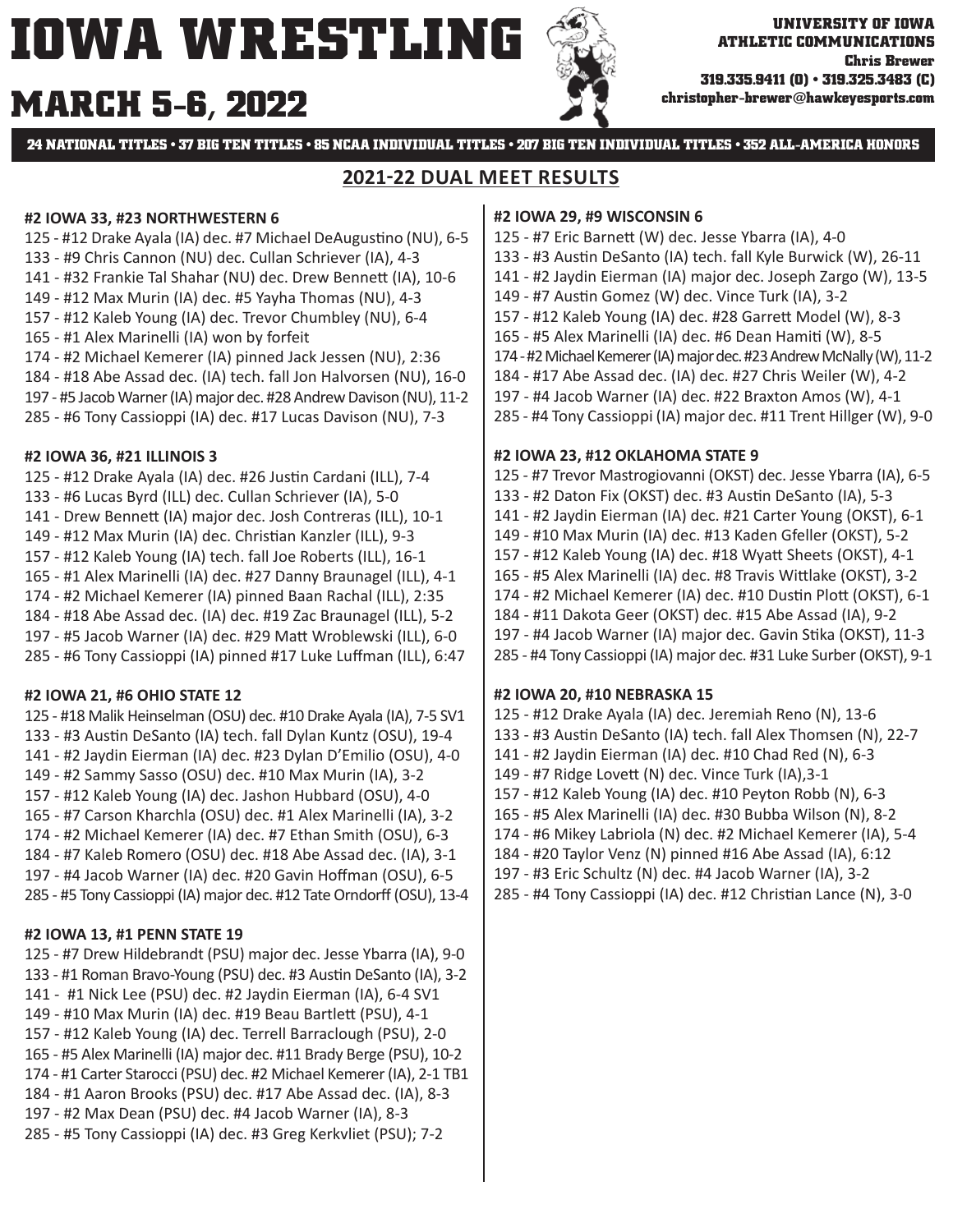# IOWA WRESTLING

# MARCH 5-6, 2022

UNIVERSITY OF IOWA
ATHLETIC COMMUNICATIONS
Chris Brewer
319.335.9411 (O) • 319.325.3483 (C)
christopher-brewer@hawkeyesports.com

**24 NATIONAL TITLES • 37 BIG TEN TITLES • 85 NCAA INDIVIDUAL TITLES • 207 BIG TEN INDIVIDUAL TITLES • 352 ALL-AMERICA HONORS**

## 2021-22 DUAL MEET RESULTS

**#2 IOWA 33, #23 NORTHWESTERN 6**

125 - #12 Drake Ayala (IA) dec. #7 Michael DeAugustino (NU), 6-5
133 - #9 Chris Cannon (NU) dec. Cullan Schriever (IA), 4-3
141 - #32 Frankie Tal Shahar (NU) dec. Drew Bennett (IA), 10-6
149 - #12 Max Murin (IA) dec. #5 Yayha Thomas (NU), 4-3
157 - #12 Kaleb Young (IA) dec. Trevor Chumbley (NU), 6-4
165 - #1 Alex Marinelli (IA) won by forfeit
174 - #2 Michael Kemerer (IA) pinned Jack Jessen (NU), 2:36
184 - #18 Abe Assad dec. (IA) tech. fall Jon Halvorsen (NU), 16-0
197 - #5 Jacob Warner (IA) major dec. #28 Andrew Davison (NU), 11-2
285 - #6 Tony Cassioppi (IA) dec. #17 Lucas Davison (NU), 7-3

**#2 IOWA 36, #21 ILLINOIS 3**

125 - #12 Drake Ayala (IA) dec. #26 Justin Cardani (ILL), 7-4
133 - #6 Lucas Byrd (ILL) dec. Cullan Schriever (IA), 5-0
141 - Drew Bennett (IA) major dec. Josh Contreras (ILL), 10-1
149 - #12 Max Murin (IA) dec. Christian Kanzler (ILL), 9-3
157 - #12 Kaleb Young (IA) tech. fall Joe Roberts (ILL), 16-1
165 - #1 Alex Marinelli (IA) dec. #27 Danny Braunagel (ILL), 4-1
174 - #2 Michael Kemerer (IA) pinned Baan Rachal (ILL), 2:35
184 - #18 Abe Assad dec. (IA) dec. #19 Zac Braunagel (ILL), 5-2
197 - #5 Jacob Warner (IA) dec. #29 Matt Wroblewski (ILL), 6-0
285 - #6 Tony Cassioppi (IA) pinned #17 Luke Luffman (ILL), 6:47

**#2 IOWA 21, #6 OHIO STATE 12**

125 - #18 Malik Heinselman (OSU) dec. #10 Drake Ayala (IA), 7-5 SV1
133 - #3 Austin DeSanto (IA) tech. fall Dylan Kuntz (OSU), 19-4
141 - #2 Jaydin Eierman (IA) dec. #23 Dylan D'Emilio (OSU), 4-0
149 - #2 Sammy Sasso (OSU) dec. #10 Max Murin (IA), 3-2
157 - #12 Kaleb Young (IA) dec. Jashon Hubbard (OSU), 4-0
165 - #7 Carson Kharchla (OSU) dec. #1 Alex Marinelli (IA), 3-2
174 - #2 Michael Kemerer (IA) dec. #7 Ethan Smith (OSU), 6-3
184 - #7 Kaleb Romero (OSU) dec. #18 Abe Assad dec. (IA), 3-1
197 - #4 Jacob Warner (IA) dec. #20 Gavin Hoffman (OSU), 6-5
285 - #5 Tony Cassioppi (IA) major dec. #12 Tate Orndorff (OSU), 13-4

**#2 IOWA 13, #1 PENN STATE 19**

125 - #7 Drew Hildebrandt (PSU) major dec. Jesse Ybarra (IA), 9-0
133 - #1 Roman Bravo-Young (PSU) dec. #3 Austin DeSanto (IA), 3-2
141 - #1 Nick Lee (PSU) dec. #2 Jaydin Eierman (IA), 6-4 SV1
149 - #10 Max Murin (IA) dec. #19 Beau Bartlett (PSU), 4-1
157 - #12 Kaleb Young (IA) dec. Terrell Barraclough (PSU), 2-0
165 - #5 Alex Marinelli (IA) major dec. #11 Brady Berge (PSU), 10-2
174 - #1 Carter Starocci (PSU) dec. #2 Michael Kemerer (IA), 2-1 TB1
184 - #1 Aaron Brooks (PSU) dec. #17 Abe Assad dec. (IA), 8-3
197 - #2 Max Dean (PSU) dec. #4 Jacob Warner (IA), 8-3
285 - #5 Tony Cassioppi (IA) dec. #3 Greg Kerkvliet (PSU); 7-2

**#2 IOWA 29, #9 WISCONSIN 6**

125 - #7 Eric Barnett (W) dec. Jesse Ybarra (IA), 4-0
133 - #3 Austin DeSanto (IA) tech. fall Kyle Burwick (W), 26-11
141 - #2 Jaydin Eierman (IA) major dec. Joseph Zargo (W), 13-5
149 - #7 Austin Gomez (W) dec. Vince Turk (IA), 3-2
157 - #12 Kaleb Young (IA) dec. #28 Garrett Model (W), 8-3
165 - #5 Alex Marinelli (IA) dec. #6 Dean Hamiti (W), 8-5
174 - #2 Michael Kemerer (IA) major dec. #23 Andrew McNally (W), 11-2
184 - #17 Abe Assad dec. (IA) dec. #27 Chris Weiler (W), 4-2
197 - #4 Jacob Warner (IA) dec. #22 Braxton Amos (W), 4-1
285 - #4 Tony Cassioppi (IA) major dec. #11 Trent Hillger (W), 9-0

**#2 IOWA 23, #12 OKLAHOMA STATE 9**

125 - #7 Trevor Mastrogiovanni (OKST) dec. Jesse Ybarra (IA), 6-5
133 - #2 Daton Fix (OKST) dec. #3 Austin DeSanto (IA), 5-3
141 - #2 Jaydin Eierman (IA) dec. #21 Carter Young (OKST), 6-1
149 - #10 Max Murin (IA) dec. #13 Kaden Gfeller (OKST), 5-2
157 - #12 Kaleb Young (IA) dec. #18 Wyatt Sheets (OKST), 4-1
165 - #5 Alex Marinelli (IA) dec. #8 Travis Wittlake (OKST), 3-2
174 - #2 Michael Kemerer (IA) dec. #10 Dustin Plott (OKST), 6-1
184 - #11 Dakota Geer (OKST) dec. #15 Abe Assad (IA), 9-2
197 - #4 Jacob Warner (IA) major dec. Gavin Stika (OKST), 11-3
285 - #4 Tony Cassioppi (IA) major dec. #31 Luke Surber (OKST), 9-1

**#2 IOWA 20, #10 NEBRASKA 15**

125 - #12 Drake Ayala (IA) dec. Jeremiah Reno (N), 13-6
133 - #3 Austin DeSanto (IA) tech. fall Alex Thomsen (N), 22-7
141 - #2 Jaydin Eierman (IA) dec. #10 Chad Red (N), 6-3
149 - #7 Ridge Lovett (N) dec. Vince Turk (IA),3-1
157 - #12 Kaleb Young (IA) dec. #10 Peyton Robb (N), 6-3
165 - #5 Alex Marinelli (IA) dec. #30 Bubba Wilson (N), 8-2
174 - #6 Mikey Labriola (N) dec. #2 Michael Kemerer (IA), 5-4
184 - #20 Taylor Venz (N) pinned #16 Abe Assad (IA), 6:12
197 - #3 Eric Schultz (N) dec. #4 Jacob Warner (IA), 3-2
285 - #4 Tony Cassioppi (IA) dec. #12 Christian Lance (N), 3-0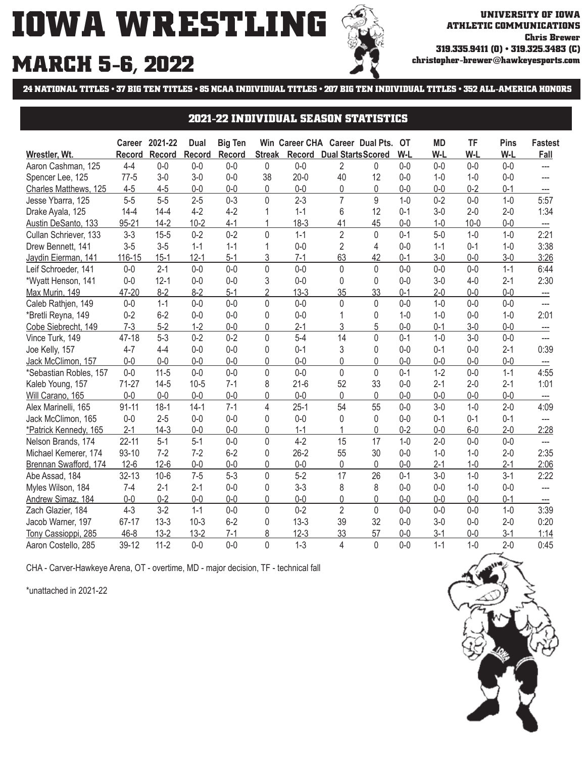# IOWA WRESTLING

## MARCH 5-6, 2022

**UNIVERSITY OF IOWA ATHLETIC COMMUNICATIONS**
**Chris Brewer**
**319.335.9411 (O) • 319.325.3483 (C)**
**christopher-brewer@hawkeyesports.com**

**24 NATIONAL TITLES • 37 BIG TEN TITLES • 85 NCAA INDIVIDUAL TITLES • 207 BIG TEN INDIVIDUAL TITLES • 352 ALL-AMERICA HONORS**

## 2021-22 INDIVIDUAL SEASON STATISTICS

| Wrestler, Wt. | Career Record | 2021-22 Record | Dual Record | Big Ten Record | Win Streak | Career CHA Record | Career Dual Starts | Dual Pts. Scored | OT W-L | MD W-L | TF W-L | Pins W-L | Fastest Fall |
|---|---|---|---|---|---|---|---|---|---|---|---|---|---|
| Aaron Cashman, 125 | 4-4 | 0-0 | 0-0 | 0-0 | 0 | 0-0 | 2 | 0 | 0-0 | 0-0 | 0-0 | 0-0 | --- |
| Spencer Lee, 125 | 77-5 | 3-0 | 3-0 | 0-0 | 38 | 20-0 | 40 | 12 | 0-0 | 1-0 | 1-0 | 0-0 | --- |
| Charles Matthews, 125 | 4-5 | 4-5 | 0-0 | 0-0 | 0 | 0-0 | 0 | 0 | 0-0 | 0-0 | 0-2 | 0-1 | --- |
| Jesse Ybarra, 125 | 5-5 | 5-5 | 2-5 | 0-3 | 0 | 2-3 | 7 | 9 | 1-0 | 0-2 | 0-0 | 1-0 | 5:57 |
| Drake Ayala, 125 | 14-4 | 14-4 | 4-2 | 4-2 | 1 | 1-1 | 6 | 12 | 0-1 | 3-0 | 2-0 | 2-0 | 1:34 |
| Austin DeSanto, 133 | 95-21 | 14-2 | 10-2 | 4-1 | 1 | 18-3 | 41 | 45 | 0-0 | 1-0 | 10-0 | 0-0 | --- |
| Cullan Schriever, 133 | 3-3 | 15-5 | 0-2 | 0-2 | 0 | 1-1 | 2 | 0 | 0-1 | 5-0 | 1-0 | 1-0 | 2:21 |
| Drew Bennett, 141 | 3-5 | 3-5 | 1-1 | 1-1 | 1 | 0-0 | 2 | 4 | 0-0 | 1-1 | 0-1 | 1-0 | 3:38 |
| Jaydin Eierman, 141 | 116-15 | 15-1 | 12-1 | 5-1 | 3 | 7-1 | 63 | 42 | 0-1 | 3-0 | 0-0 | 3-0 | 3:26 |
| Leif Schroeder, 141 | 0-0 | 2-1 | 0-0 | 0-0 | 0 | 0-0 | 0 | 0 | 0-0 | 0-0 | 0-0 | 1-1 | 6:44 |
| *Wyatt Henson, 141 | 0-0 | 12-1 | 0-0 | 0-0 | 3 | 0-0 | 0 | 0 | 0-0 | 3-0 | 4-0 | 2-1 | 2:30 |
| Max Murin, 149 | 47-20 | 8-2 | 8-2 | 5-1 | 2 | 13-3 | 35 | 33 | 0-1 | 2-0 | 0-0 | 0-0 | --- |
| Caleb Rathjen, 149 | 0-0 | 1-1 | 0-0 | 0-0 | 0 | 0-0 | 0 | 0 | 0-0 | 1-0 | 0-0 | 0-0 | --- |
| *Bretli Reyna, 149 | 0-2 | 6-2 | 0-0 | 0-0 | 0 | 0-0 | 1 | 0 | 1-0 | 1-0 | 0-0 | 1-0 | 2:01 |
| Cobe Siebrecht, 149 | 7-3 | 5-2 | 1-2 | 0-0 | 0 | 2-1 | 3 | 5 | 0-0 | 0-1 | 3-0 | 0-0 | --- |
| Vince Turk, 149 | 47-18 | 5-3 | 0-2 | 0-2 | 0 | 5-4 | 14 | 0 | 0-1 | 1-0 | 3-0 | 0-0 | --- |
| Joe Kelly, 157 | 4-7 | 4-4 | 0-0 | 0-0 | 0 | 0-1 | 3 | 0 | 0-0 | 0-1 | 0-0 | 2-1 | 0:39 |
| Jack McClimon, 157 | 0-0 | 0-0 | 0-0 | 0-0 | 0 | 0-0 | 0 | 0 | 0-0 | 0-0 | 0-0 | 0-0 | --- |
| *Sebastian Robles, 157 | 0-0 | 11-5 | 0-0 | 0-0 | 0 | 0-0 | 0 | 0 | 0-1 | 1-2 | 0-0 | 1-1 | 4:55 |
| Kaleb Young, 157 | 71-27 | 14-5 | 10-5 | 7-1 | 8 | 21-6 | 52 | 33 | 0-0 | 2-1 | 2-0 | 2-1 | 1:01 |
| Will Carano, 165 | 0-0 | 0-0 | 0-0 | 0-0 | 0 | 0-0 | 0 | 0 | 0-0 | 0-0 | 0-0 | 0-0 | --- |
| Alex Marinelli, 165 | 91-11 | 18-1 | 14-1 | 7-1 | 4 | 25-1 | 54 | 55 | 0-0 | 3-0 | 1-0 | 2-0 | 4:09 |
| Jack McClimon, 165 | 0-0 | 2-5 | 0-0 | 0-0 | 0 | 0-0 | 0 | 0 | 0-0 | 0-1 | 0-1 | 0-1 | --- |
| *Patrick Kennedy, 165 | 2-1 | 14-3 | 0-0 | 0-0 | 0 | 1-1 | 1 | 0 | 0-2 | 0-0 | 6-0 | 2-0 | 2:28 |
| Nelson Brands, 174 | 22-11 | 5-1 | 5-1 | 0-0 | 0 | 4-2 | 15 | 17 | 1-0 | 2-0 | 0-0 | 0-0 | --- |
| Michael Kemerer, 174 | 93-10 | 7-2 | 7-2 | 6-2 | 0 | 26-2 | 55 | 30 | 0-0 | 1-0 | 1-0 | 2-0 | 2:35 |
| Brennan Swafford, 174 | 12-6 | 12-6 | 0-0 | 0-0 | 0 | 0-0 | 0 | 0 | 0-0 | 2-1 | 1-0 | 2-1 | 2:06 |
| Abe Assad, 184 | 32-13 | 10-6 | 7-5 | 5-3 | 0 | 5-2 | 17 | 26 | 0-1 | 3-0 | 1-0 | 3-1 | 2:22 |
| Myles Wilson, 184 | 7-4 | 2-1 | 2-1 | 0-0 | 0 | 3-3 | 8 | 8 | 0-0 | 0-0 | 1-0 | 0-0 | --- |
| Andrew Simaz, 184 | 0-0 | 0-2 | 0-0 | 0-0 | 0 | 0-0 | 0 | 0 | 0-0 | 0-0 | 0-0 | 0-1 | --- |
| Zach Glazier, 184 | 4-3 | 3-2 | 1-1 | 0-0 | 0 | 0-2 | 2 | 0 | 0-0 | 0-0 | 0-0 | 1-0 | 3:39 |
| Jacob Warner, 197 | 67-17 | 13-3 | 10-3 | 6-2 | 0 | 13-3 | 39 | 32 | 0-0 | 3-0 | 0-0 | 2-0 | 0:20 |
| Tony Cassioppi, 285 | 46-8 | 13-2 | 13-2 | 7-1 | 8 | 12-3 | 33 | 57 | 0-0 | 3-1 | 0-0 | 3-1 | 1:14 |
| Aaron Costello, 285 | 39-12 | 11-2 | 0-0 | 0-0 | 0 | 1-3 | 4 | 0 | 0-0 | 1-1 | 1-0 | 2-0 | 0:45 |

CHA - Carver-Hawkeye Arena, OT - overtime, MD - major decision, TF - technical fall

*unattached in 2021-22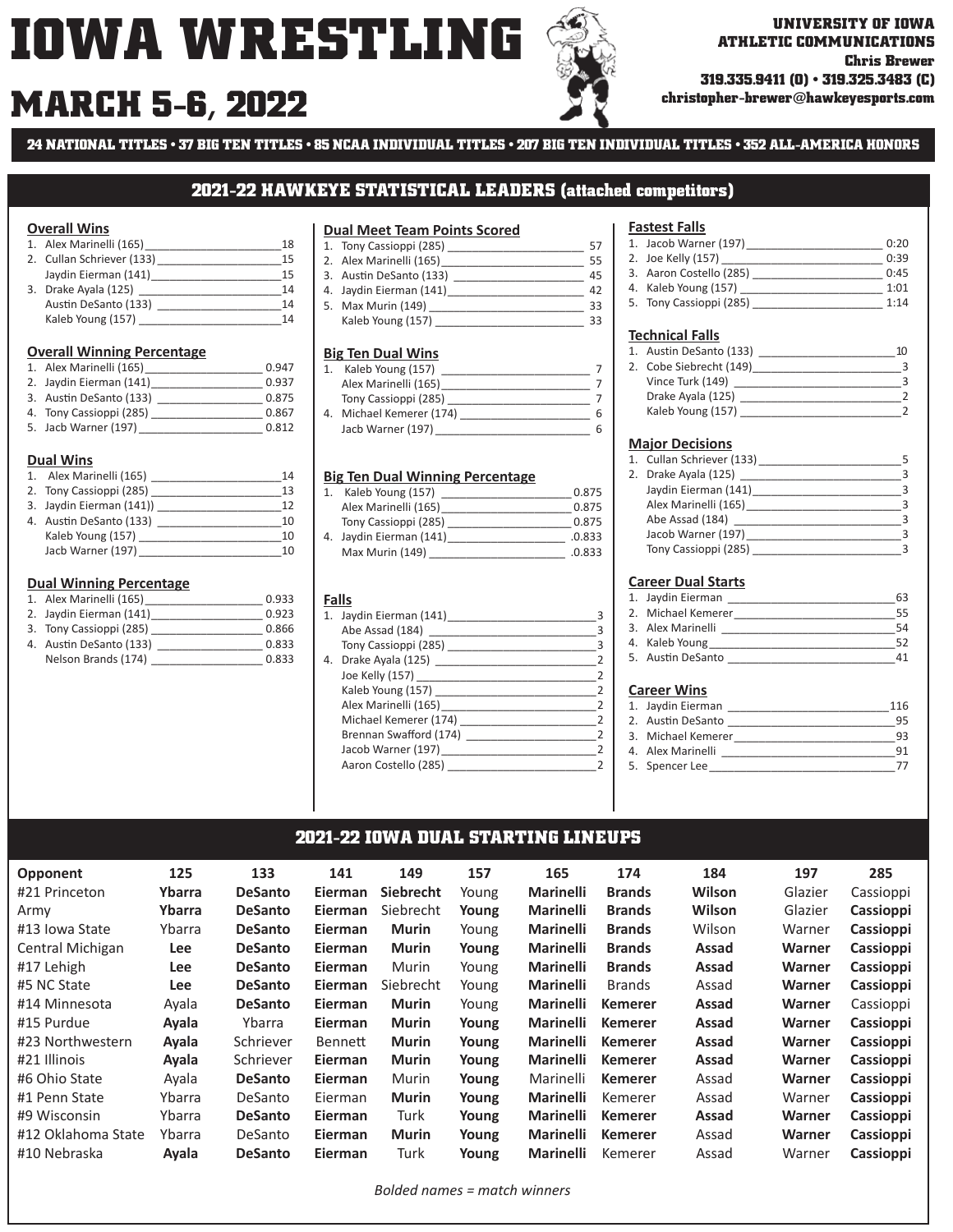# IOWA WRESTLING

## MARCH 5-6, 2022

**UNIVERSITY OF IOWA ATHLETIC COMMUNICATIONS**
**Chris Brewer**
**319.335.9411 (O) • 319.325.3483 (C)**
**christopher-brewer@hawkeyesports.com**

**24 NATIONAL TITLES • 37 BIG TEN TITLES • 85 NCAA INDIVIDUAL TITLES • 207 BIG TEN INDIVIDUAL TITLES • 352 ALL-AMERICA HONORS**

## 2021-22 HAWKEYE STATISTICAL LEADERS (attached competitors)

### Overall Wins
1. Alex Marinelli (165) ____ 18
2. Cullan Schriever (133) ____ 15
   Jaydin Eierman (141) ____ 15
3. Drake Ayala (125) ____ 14
   Austin DeSanto (133) ____ 14
   Kaleb Young (157) ____ 14

### Overall Winning Percentage
1. Alex Marinelli (165) ____ 0.947
2. Jaydin Eierman (141) ____ 0.937
3. Austin DeSanto (133) ____ 0.875
4. Tony Cassioppi (285) ____ 0.867
5. Jacb Warner (197) ____ 0.812

### Dual Wins
1. Alex Marinelli (165) ____ 14
2. Tony Cassioppi (285) ____ 13
3. Jaydin Eierman (141)) ____ 12
4. Austin DeSanto (133) ____ 10
   Kaleb Young (157) ____ 10
   Jacb Warner (197) ____ 10

### Dual Winning Percentage
1. Alex Marinelli (165) ____ 0.933
2. Jaydin Eierman (141) ____ 0.923
3. Tony Cassioppi (285) ____ 0.866
4. Austin DeSanto (133) ____ 0.833
   Nelson Brands (174) ____ 0.833

### Dual Meet Team Points Scored
1. Tony Cassioppi (285) ____ 57
2. Alex Marinelli (165) ____ 55
3. Austin DeSanto (133) ____ 45
4. Jaydin Eierman (141) ____ 42
5. Max Murin (149) ____ 33
   Kaleb Young (157) ____ 33

### Big Ten Dual Wins
1. Kaleb Young (157) ____ 7
   Alex Marinelli (165) ____ 7
   Tony Cassioppi (285) ____ 7
4. Michael Kemerer (174) ____ 6
   Jacb Warner (197) ____ 6

### Big Ten Dual Winning Percentage
1. Kaleb Young (157) ____ 0.875
   Alex Marinelli (165) ____ 0.875
   Tony Cassioppi (285) ____ 0.875
4. Jaydin Eierman (141) ____ .0.833
   Max Murin (149) ____ .0.833

### Falls
1. Jaydin Eierman (141) ____ 3
   Abe Assad (184) ____ 3
   Tony Cassioppi (285) ____ 3
4. Drake Ayala (125) ____ 2
   Joe Kelly (157) ____ 2
   Kaleb Young (157) ____ 2
   Alex Marinelli (165) ____ 2
   Michael Kemerer (174) ____ 2
   Brennan Swafford (174) ____ 2
   Jacob Warner (197) ____ 2
   Aaron Costello (285) ____ 2

### Fastest Falls
1. Jacob Warner (197) ____ 0:20
2. Joe Kelly (157) ____ 0:39
3. Aaron Costello (285) ____ 0:45
4. Kaleb Young (157) ____ 1:01
5. Tony Cassioppi (285) ____ 1:14

### Technical Falls
1. Austin DeSanto (133) ____ 10
2. Cobe Siebrecht (149) ____ 3
   Vince Turk (149) ____ 3
   Drake Ayala (125) ____ 2
   Kaleb Young (157) ____ 2

### Major Decisions
1. Cullan Schriever (133) ____ 5
2. Drake Ayala (125) ____ 3
   Jaydin Eierman (141) ____ 3
   Alex Marinelli (165) ____ 3
   Abe Assad (184) ____ 3
   Jacob Warner (197) ____ 3
   Tony Cassioppi (285) ____ 3

### Career Dual Starts
1. Jaydin Eierman ____ 63
2. Michael Kemerer ____ 55
3. Alex Marinelli ____ 54
4. Kaleb Young ____ 52
5. Austin DeSanto ____ 41

### Career Wins
1. Jaydin Eierman ____ 116
2. Austin DeSanto ____ 95
3. Michael Kemerer ____ 93
4. Alex Marinelli ____ 91
5. Spencer Lee ____ 77

## 2021-22 IOWA DUAL STARTING LINEUPS

| Opponent | 125 | 133 | 141 | 149 | 157 | 165 | 174 | 184 | 197 | 285 |
|---|---|---|---|---|---|---|---|---|---|---|
| #21 Princeton | **Ybarra** | **DeSanto** | **Eierman** | **Siebrecht** | Young | **Marinelli** | **Brands** | **Wilson** | Glazier | Cassioppi |
| Army | **Ybarra** | **DeSanto** | **Eierman** | Siebrecht | **Young** | **Marinelli** | **Brands** | **Wilson** | Glazier | **Cassioppi** |
| #13 Iowa State | Ybarra | **DeSanto** | **Eierman** | **Murin** | Young | **Marinelli** | **Brands** | Wilson | Warner | **Cassioppi** |
| Central Michigan | **Lee** | **DeSanto** | **Eierman** | **Murin** | **Young** | **Marinelli** | **Brands** | **Assad** | **Warner** | **Cassioppi** |
| #17 Lehigh | **Lee** | **DeSanto** | **Eierman** | Murin | Young | **Marinelli** | **Brands** | **Assad** | **Warner** | **Cassioppi** |
| #5 NC State | **Lee** | **DeSanto** | **Eierman** | Siebrecht | Young | **Marinelli** | Brands | Assad | **Warner** | **Cassioppi** |
| #14 Minnesota | Ayala | **DeSanto** | **Eierman** | **Murin** | Young | **Marinelli** | **Kemerer** | **Assad** | **Warner** | Cassioppi |
| #15 Purdue | **Ayala** | Ybarra | **Eierman** | **Murin** | **Young** | **Marinelli** | **Kemerer** | **Assad** | **Warner** | **Cassioppi** |
| #23 Northwestern | **Ayala** | Schriever | Bennett | **Murin** | **Young** | **Marinelli** | **Kemerer** | **Assad** | **Warner** | **Cassioppi** |
| #21 Illinois | **Ayala** | Schriever | **Eierman** | **Murin** | **Young** | **Marinelli** | **Kemerer** | **Assad** | **Warner** | **Cassioppi** |
| #6 Ohio State | Ayala | **DeSanto** | **Eierman** | Murin | **Young** | Marinelli | **Kemerer** | Assad | **Warner** | **Cassioppi** |
| #1 Penn State | Ybarra | DeSanto | Eierman | **Murin** | **Young** | **Marinelli** | Kemerer | Assad | Warner | **Cassioppi** |
| #9 Wisconsin | Ybarra | **DeSanto** | **Eierman** | Turk | **Young** | **Marinelli** | **Kemerer** | **Assad** | **Warner** | **Cassioppi** |
| #12 Oklahoma State | Ybarra | DeSanto | **Eierman** | **Murin** | **Young** | **Marinelli** | **Kemerer** | Assad | **Warner** | **Cassioppi** |
| #10 Nebraska | **Ayala** | **DeSanto** | **Eierman** | Turk | **Young** | **Marinelli** | Kemerer | Assad | Warner | **Cassioppi** |

*Bolded names = match winners*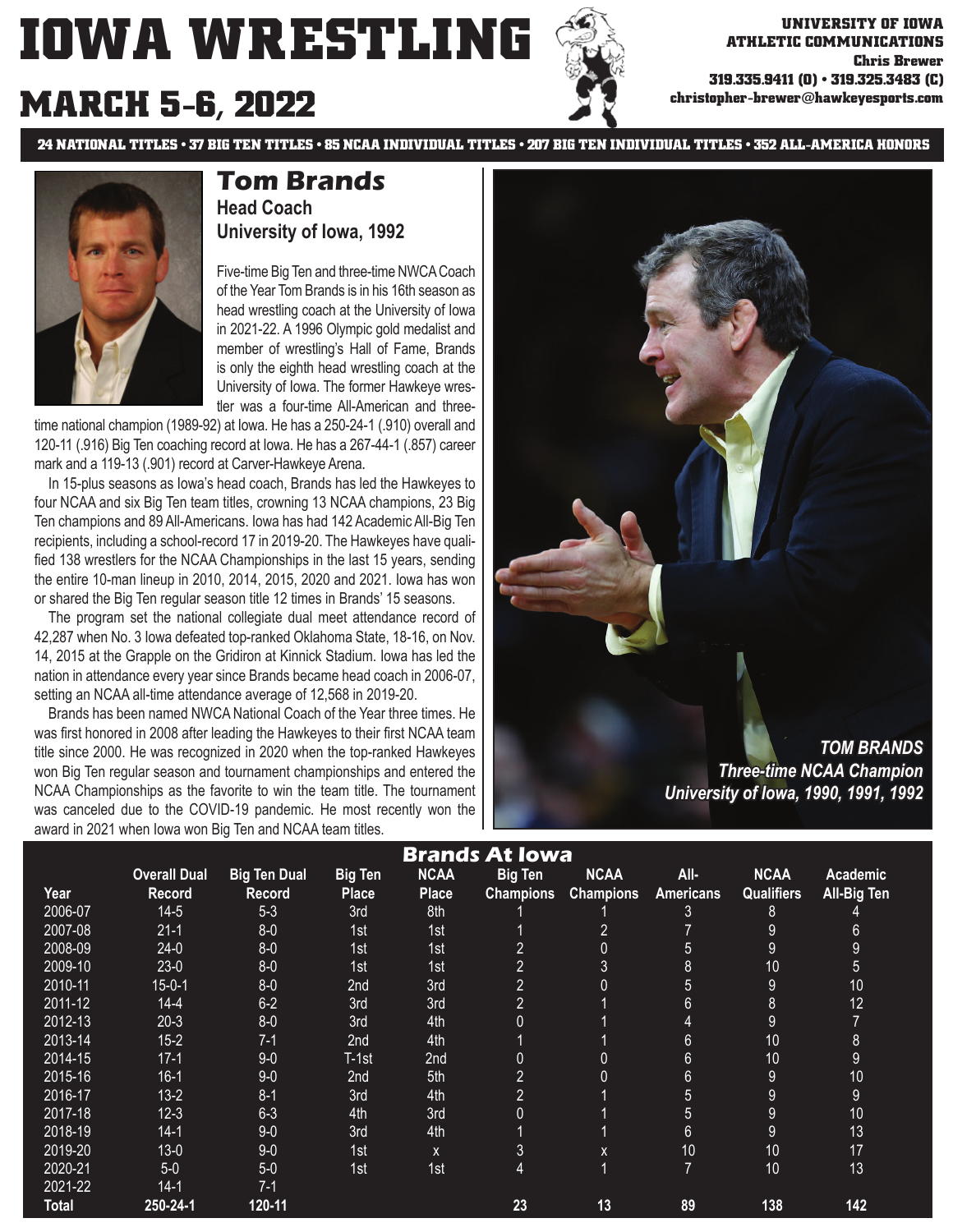# IOWA WRESTLING

## MARCH 5-6, 2022

UNIVERSITY OF IOWA ATHLETIC COMMUNICATIONS
Chris Brewer
319.335.9411 (O) • 319.325.3483 (C)
christopher-brewer@hawkeyesports.com

**24 NATIONAL TITLES • 37 BIG TEN TITLES • 85 NCAA INDIVIDUAL TITLES • 207 BIG TEN INDIVIDUAL TITLES • 352 ALL-AMERICA HONORS**

## Tom Brands

**Head Coach**
**University of Iowa, 1992**

Five-time Big Ten and three-time NWCA Coach of the Year Tom Brands is in his 16th season as head wrestling coach at the University of Iowa in 2021-22. A 1996 Olympic gold medalist and member of wrestling's Hall of Fame, Brands is only the eighth head wrestling coach at the University of Iowa. The former Hawkeye wrestler was a four-time All-American and three-time national champion (1989-92) at Iowa. He has a 250-24-1 (.910) overall and 120-11 (.916) Big Ten coaching record at Iowa. He has a 267-44-1 (.857) career mark and a 119-13 (.901) record at Carver-Hawkeye Arena.

In 15-plus seasons as Iowa's head coach, Brands has led the Hawkeyes to four NCAA and six Big Ten team titles, crowning 13 NCAA champions, 23 Big Ten champions and 89 All-Americans. Iowa has had 142 Academic All-Big Ten recipients, including a school-record 17 in 2019-20. The Hawkeyes have qualified 138 wrestlers for the NCAA Championships in the last 15 years, sending the entire 10-man lineup in 2010, 2014, 2015, 2020 and 2021. Iowa has won or shared the Big Ten regular season title 12 times in Brands' 15 seasons.

The program set the national collegiate dual meet attendance record of 42,287 when No. 3 Iowa defeated top-ranked Oklahoma State, 18-16, on Nov. 14, 2015 at the Grapple on the Gridiron at Kinnick Stadium. Iowa has led the nation in attendance every year since Brands became head coach in 2006-07, setting an NCAA all-time attendance average of 12,568 in 2019-20.

Brands has been named NWCA National Coach of the Year three times. He was first honored in 2008 after leading the Hawkeyes to their first NCAA team title since 2000. He was recognized in 2020 when the top-ranked Hawkeyes won Big Ten regular season and tournament championships and entered the NCAA Championships as the favorite to win the team title. The tournament was canceled due to the COVID-19 pandemic. He most recently won the award in 2021 when Iowa won Big Ten and NCAA team titles.

*TOM BRANDS*
*Three-time NCAA Champion*
*University of Iowa, 1990, 1991, 1992*

### Brands At Iowa

| Year | Overall Dual Record | Big Ten Dual Record | Big Ten Place | NCAA Place | Big Ten Champions | NCAA Champions | All-Americans | NCAA Qualifiers | Academic All-Big Ten |
|---|---|---|---|---|---|---|---|---|---|
| 2006-07 | 14-5 | 5-3 | 3rd | 8th | 1 | 1 | 3 | 8 | 4 |
| 2007-08 | 21-1 | 8-0 | 1st | 1st | 1 | 2 | 7 | 9 | 6 |
| 2008-09 | 24-0 | 8-0 | 1st | 1st | 2 | 0 | 5 | 9 | 9 |
| 2009-10 | 23-0 | 8-0 | 1st | 1st | 2 | 3 | 8 | 10 | 5 |
| 2010-11 | 15-0-1 | 8-0 | 2nd | 3rd | 2 | 0 | 5 | 9 | 10 |
| 2011-12 | 14-4 | 6-2 | 3rd | 3rd | 2 | 1 | 6 | 8 | 12 |
| 2012-13 | 20-3 | 8-0 | 3rd | 4th | 0 | 1 | 4 | 9 | 7 |
| 2013-14 | 15-2 | 7-1 | 2nd | 4th | 1 | 1 | 6 | 10 | 8 |
| 2014-15 | 17-1 | 9-0 | T-1st | 2nd | 0 | 0 | 6 | 10 | 9 |
| 2015-16 | 16-1 | 9-0 | 2nd | 5th | 2 | 0 | 6 | 9 | 10 |
| 2016-17 | 13-2 | 8-1 | 3rd | 4th | 2 | 1 | 5 | 9 | 9 |
| 2017-18 | 12-3 | 6-3 | 4th | 3rd | 0 | 1 | 5 | 9 | 10 |
| 2018-19 | 14-1 | 9-0 | 3rd | 4th | 1 | 1 | 6 | 9 | 13 |
| 2019-20 | 13-0 | 9-0 | 1st | x | 3 | x | 10 | 10 | 17 |
| 2020-21 | 5-0 | 5-0 | 1st | 1st | 4 | 1 | 7 | 10 | 13 |
| 2021-22 | 14-1 | 7-1 | | | | | | | |
| **Total** | **250-24-1** | **120-11** | | | **23** | **13** | **89** | **138** | **142** |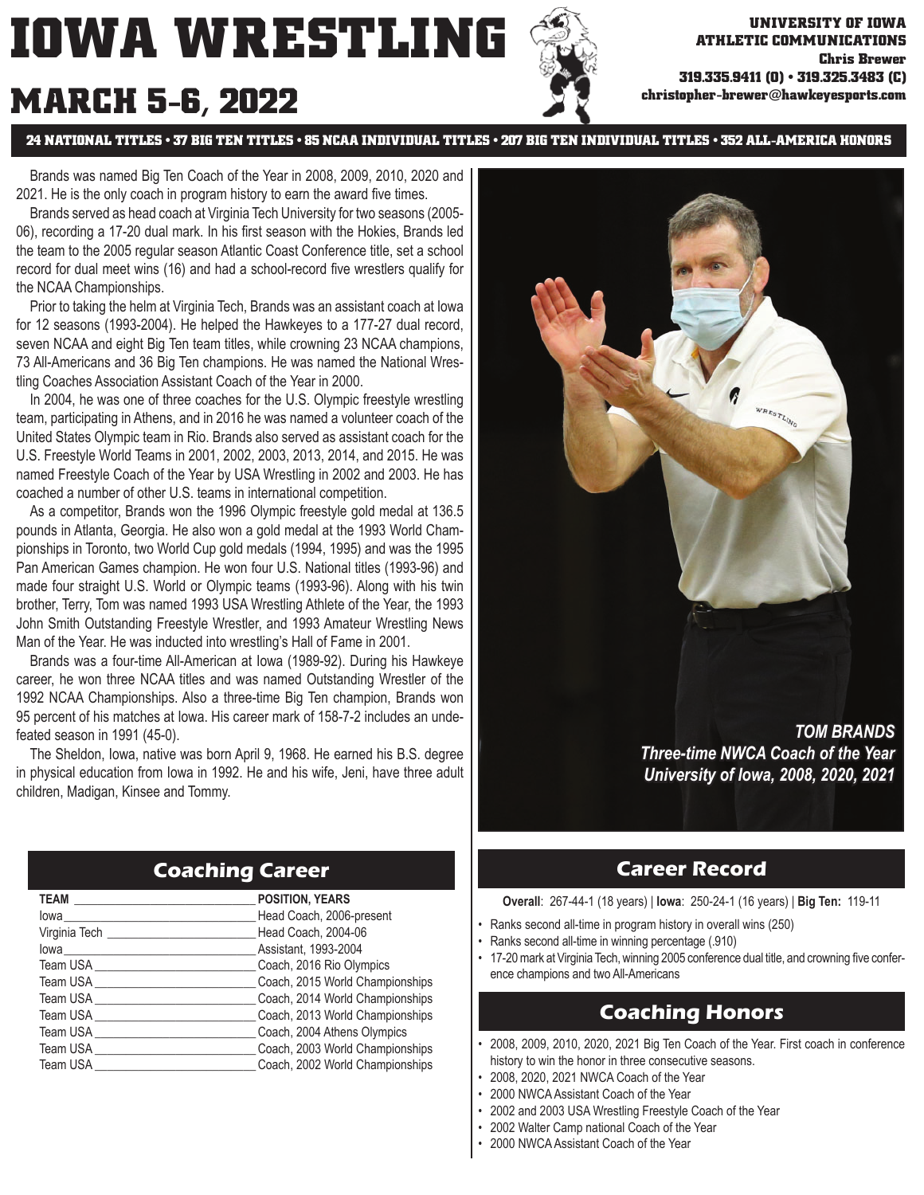Brands was named Big Ten Coach of the Year in 2008, 2009, 2010, 2020 and 2021. He is the only coach in program history to earn the award five times.

Brands served as head coach at Virginia Tech University for two seasons (2005-06), recording a 17-20 dual mark. In his first season with the Hokies, Brands led the team to the 2005 regular season Atlantic Coast Conference title, set a school record for dual meet wins (16) and had a school-record five wrestlers qualify for the NCAA Championships.

Prior to taking the helm at Virginia Tech, Brands was an assistant coach at Iowa for 12 seasons (1993-2004). He helped the Hawkeyes to a 177-27 dual record, seven NCAA and eight Big Ten team titles, while crowning 23 NCAA champions, 73 All-Americans and 36 Big Ten champions. He was named the National Wrestling Coaches Association Assistant Coach of the Year in 2000.

In 2004, he was one of three coaches for the U.S. Olympic freestyle wrestling team, participating in Athens, and in 2016 he was named a volunteer coach of the United States Olympic team in Rio. Brands also served as assistant coach for the U.S. Freestyle World Teams in 2001, 2002, 2003, 2013, 2014, and 2015. He was named Freestyle Coach of the Year by USA Wrestling in 2002 and 2003. He has coached a number of other U.S. teams in international competition.

As a competitor, Brands won the 1996 Olympic freestyle gold medal at 136.5 pounds in Atlanta, Georgia. He also won a gold medal at the 1993 World Championships in Toronto, two World Cup gold medals (1994, 1995) and was the 1995 Pan American Games champion. He won four U.S. National titles (1993-96) and made four straight U.S. World or Olympic teams (1993-96). Along with his twin brother, Terry, Tom was named 1993 USA Wrestling Athlete of the Year, the 1993 John Smith Outstanding Freestyle Wrestler, and 1993 Amateur Wrestling News Man of the Year. He was inducted into wrestling's Hall of Fame in 2001.

Brands was a four-time All-American at Iowa (1989-92). During his Hawkeye career, he won three NCAA titles and was named Outstanding Wrestler of the 1992 NCAA Championships. Also a three-time Big Ten champion, Brands won 95 percent of his matches at Iowa. His career mark of 158-7-2 includes an undefeated season in 1991 (45-0).

The Sheldon, Iowa, native was born April 9, 1968. He earned his B.S. degree in physical education from Iowa in 1992. He and his wife, Jeni, have three adult children, Madigan, Kinsee and Tommy.

***TOM BRANDS***
***Three-time NWCA Coach of the Year***
***University of Iowa, 2008, 2020, 2021***

## Coaching Career

| TEAM | POSITION, YEARS |
|---|---|
| Iowa | Head Coach, 2006-present |
| Virginia Tech | Head Coach, 2004-06 |
| Iowa | Assistant, 1993-2004 |
| Team USA | Coach, 2016 Rio Olympics |
| Team USA | Coach, 2015 World Championships |
| Team USA | Coach, 2014 World Championships |
| Team USA | Coach, 2013 World Championships |
| Team USA | Coach, 2004 Athens Olympics |
| Team USA | Coach, 2003 World Championships |
| Team USA | Coach, 2002 World Championships |

## Career Record

**Overall**: 267-44-1 (18 years) | **Iowa**: 250-24-1 (16 years) | **Big Ten:** 119-11

- Ranks second all-time in program history in overall wins (250)
- Ranks second all-time in winning percentage (.910)
- 17-20 mark at Virginia Tech, winning 2005 conference dual title, and crowning five conference champions and two All-Americans

## Coaching Honors

- 2008, 2009, 2010, 2020, 2021 Big Ten Coach of the Year. First coach in conference history to win the honor in three consecutive seasons.
- 2008, 2020, 2021 NWCA Coach of the Year
- 2000 NWCA Assistant Coach of the Year
- 2002 and 2003 USA Wrestling Freestyle Coach of the Year
- 2002 Walter Camp national Coach of the Year
- 2000 NWCA Assistant Coach of the Year